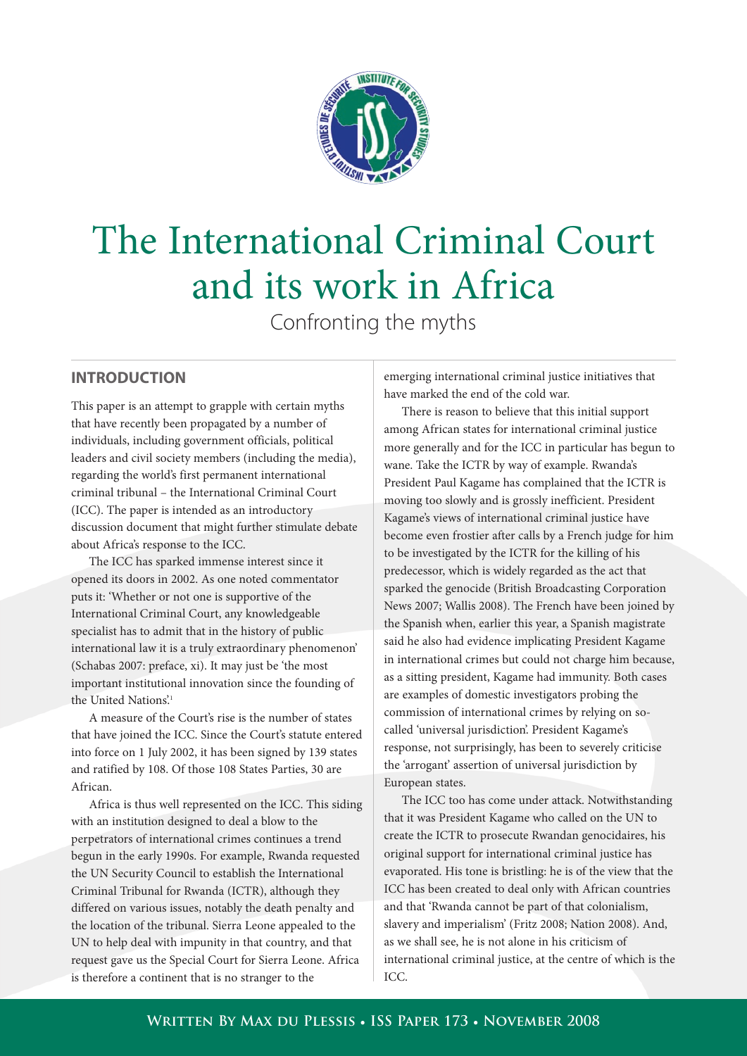# The International Criminal Court and its work in Africa

Confronting the myths

## INTRODUCTION

This paper is an attempt to grapple with certain myths that have recently been propagated by a number of individuals, including government officials, political leaders and civil society members (including the media), regarding the world's first permanent international criminal tribunal – the International Criminal Court (ICC). The paper is intended as an introductory discussion document that might further stimulate debate about Africa's response to the ICC.

The ICC has sparked immense interest since it opened its doors in 2002. As one noted commentator puts it: 'Whether or not one is supportive of the International Criminal Court, any knowledgeable specialist has to admit that in the history of public international law it is a truly extraordinary phenomenon' (Schabas 2007: preface, xi). It may just be 'the most important institutional innovation since the founding of the United Nations'.[1]

A measure of the Court's rise is the number of states that have joined the ICC. Since the Court's statute entered into force on 1 July 2002, it has been signed by 139 states and ratified by 108. Of those 108 States Parties, 30 are African.

Africa is thus well represented on the ICC. This siding with an institution designed to deal a blow to the perpetrators of international crimes continues a trend begun in the early 1990s. For example, Rwanda requested the UN Security Council to establish the International Criminal Tribunal for Rwanda (ICTR), although they differed on various issues, notably the death penalty and the location of the tribunal. Sierra Leone appealed to the UN to help deal with impunity in that country, and that request gave us the Special Court for Sierra Leone. Africa is therefore a continent that is no stranger to the emerging international criminal justice initiatives that have marked the end of the cold war.

There is reason to believe that this initial support among African states for international criminal justice more generally and for the ICC in particular has begun to wane. Take the ICTR by way of example. Rwanda's President Paul Kagame has complained that the ICTR is moving too slowly and is grossly inefficient. President Kagame's views of international criminal justice have become even frostier after calls by a French judge for him to be investigated by the ICTR for the killing of his predecessor, which is widely regarded as the act that sparked the genocide (British Broadcasting Corporation News 2007; Wallis 2008). The French have been joined by the Spanish when, earlier this year, a Spanish magistrate said he also had evidence implicating President Kagame in international crimes but could not charge him because, as a sitting president, Kagame had immunity. Both cases are examples of domestic investigators probing the commission of international crimes by relying on so-called 'universal jurisdiction'. President Kagame's response, not surprisingly, has been to severely criticise the 'arrogant' assertion of universal jurisdiction by European states.

The ICC too has come under attack. Notwithstanding that it was President Kagame who called on the UN to create the ICTR to prosecute Rwandan genocidaires, his original support for international criminal justice has evaporated. His tone is bristling: he is of the view that the ICC has been created to deal only with African countries and that 'Rwanda cannot be part of that colonialism, slavery and imperialism' (Fritz 2008; Nation 2008). And, as we shall see, he is not alone in his criticism of international criminal justice, at the centre of which is the ICC.

**Written By Max du Plessis • ISS Paper 173 • November 2008**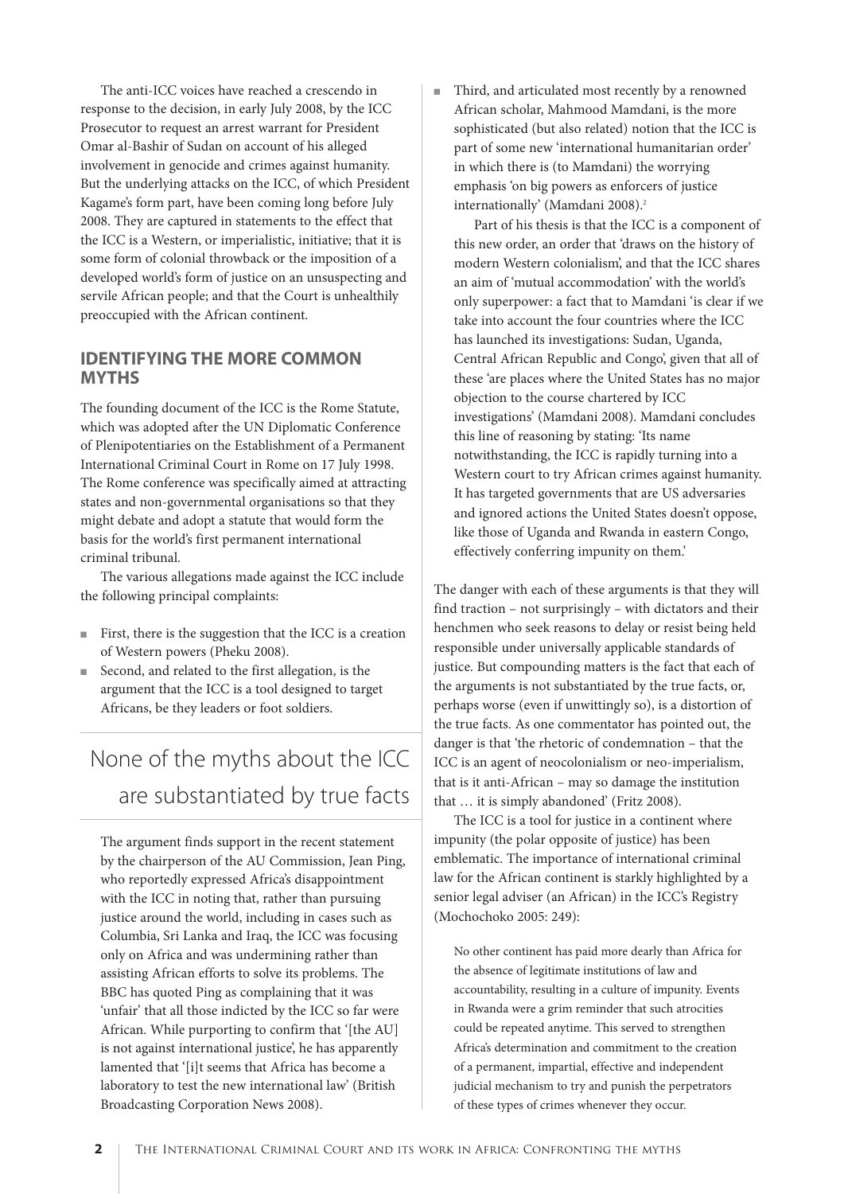The anti-ICC voices have reached a crescendo in response to the decision, in early July 2008, by the ICC Prosecutor to request an arrest warrant for President Omar al-Bashir of Sudan on account of his alleged involvement in genocide and crimes against humanity. But the underlying attacks on the ICC, of which President Kagame's form part, have been coming long before July 2008. They are captured in statements to the effect that the ICC is a Western, or imperialistic, initiative; that it is some form of colonial throwback or the imposition of a developed world's form of justice on an unsuspecting and servile African people; and that the Court is unhealthily preoccupied with the African continent.

## IDENTIFYING THE MORE COMMON MYTHS

The founding document of the ICC is the Rome Statute, which was adopted after the UN Diplomatic Conference of Plenipotentiaries on the Establishment of a Permanent International Criminal Court in Rome on 17 July 1998. The Rome conference was specifically aimed at attracting states and non-governmental organisations so that they might debate and adopt a statute that would form the basis for the world's first permanent international criminal tribunal.

The various allegations made against the ICC include the following principal complaints:

- First, there is the suggestion that the ICC is a creation of Western powers (Pheku 2008).
- Second, and related to the first allegation, is the argument that the ICC is a tool designed to target Africans, be they leaders or foot soldiers.

> None of the myths about the ICC are substantiated by true facts

The argument finds support in the recent statement by the chairperson of the AU Commission, Jean Ping, who reportedly expressed Africa's disappointment with the ICC in noting that, rather than pursuing justice around the world, including in cases such as Columbia, Sri Lanka and Iraq, the ICC was focusing only on Africa and was undermining rather than assisting African efforts to solve its problems. The BBC has quoted Ping as complaining that it was 'unfair' that all those indicted by the ICC so far were African. While purporting to confirm that '[the AU] is not against international justice', he has apparently lamented that '[i]t seems that Africa has become a laboratory to test the new international law' (British Broadcasting Corporation News 2008).

- Third, and articulated most recently by a renowned African scholar, Mahmood Mamdani, is the more sophisticated (but also related) notion that the ICC is part of some new 'international humanitarian order' in which there is (to Mamdani) the worrying emphasis 'on big powers as enforcers of justice internationally' (Mamdani 2008).[2]

  Part of his thesis is that the ICC is a component of this new order, an order that 'draws on the history of modern Western colonialism', and that the ICC shares an aim of 'mutual accommodation' with the world's only superpower: a fact that to Mamdani 'is clear if we take into account the four countries where the ICC has launched its investigations: Sudan, Uganda, Central African Republic and Congo', given that all of these 'are places where the United States has no major objection to the course chartered by ICC investigations' (Mamdani 2008). Mamdani concludes this line of reasoning by stating: 'Its name notwithstanding, the ICC is rapidly turning into a Western court to try African crimes against humanity. It has targeted governments that are US adversaries and ignored actions the United States doesn't oppose, like those of Uganda and Rwanda in eastern Congo, effectively conferring impunity on them.'

The danger with each of these arguments is that they will find traction – not surprisingly – with dictators and their henchmen who seek reasons to delay or resist being held responsible under universally applicable standards of justice. But compounding matters is the fact that each of the arguments is not substantiated by the true facts, or, perhaps worse (even if unwittingly so), is a distortion of the true facts. As one commentator has pointed out, the danger is that 'the rhetoric of condemnation – that the ICC is an agent of neocolonialism or neo-imperialism, that is it anti-African – may so damage the institution that … it is simply abandoned' (Fritz 2008).

The ICC is a tool for justice in a continent where impunity (the polar opposite of justice) has been emblematic. The importance of international criminal law for the African continent is starkly highlighted by a senior legal adviser (an African) in the ICC's Registry (Mochochoko 2005: 249):

> No other continent has paid more dearly than Africa for the absence of legitimate institutions of law and accountability, resulting in a culture of impunity. Events in Rwanda were a grim reminder that such atrocities could be repeated anytime. This served to strengthen Africa's determination and commitment to the creation of a permanent, impartial, effective and independent judicial mechanism to try and punish the perpetrators of these types of crimes whenever they occur.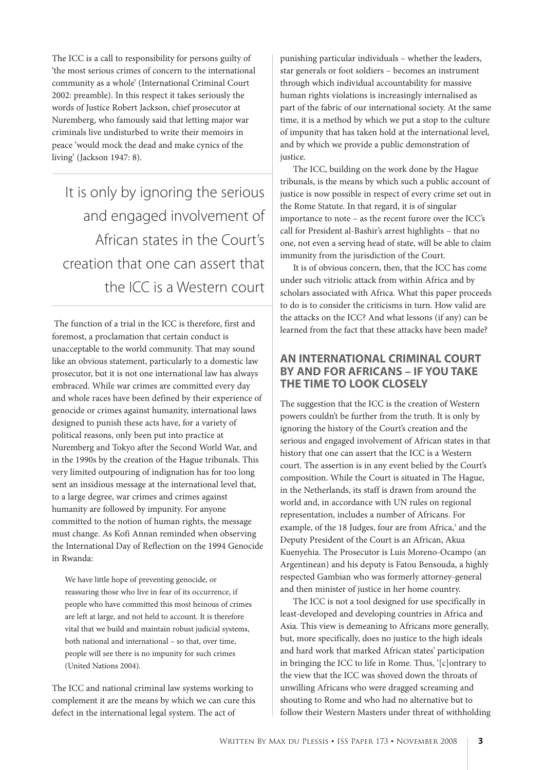The ICC is a call to responsibility for persons guilty of 'the most serious crimes of concern to the international community as a whole' (International Criminal Court 2002: preamble). In this respect it takes seriously the words of Justice Robert Jackson, chief prosecutor at Nuremberg, who famously said that letting major war criminals live undisturbed to write their memoirs in peace 'would mock the dead and make cynics of the living' (Jackson 1947: 8).

> It is only by ignoring the serious and engaged involvement of African states in the Court's creation that one can assert that the ICC is a Western court

The function of a trial in the ICC is therefore, first and foremost, a proclamation that certain conduct is unacceptable to the world community. That may sound like an obvious statement, particularly to a domestic law prosecutor, but it is not one international law has always embraced. While war crimes are committed every day and whole races have been defined by their experience of genocide or crimes against humanity, international laws designed to punish these acts have, for a variety of political reasons, only been put into practice at Nuremberg and Tokyo after the Second World War, and in the 1990s by the creation of the Hague tribunals. This very limited outpouring of indignation has for too long sent an insidious message at the international level that, to a large degree, war crimes and crimes against humanity are followed by impunity. For anyone committed to the notion of human rights, the message must change. As Kofi Annan reminded when observing the International Day of Reflection on the 1994 Genocide in Rwanda:

> We have little hope of preventing genocide, or reassuring those who live in fear of its occurrence, if people who have committed this most heinous of crimes are left at large, and not held to account. It is therefore vital that we build and maintain robust judicial systems, both national and international – so that, over time, people will see there is no impunity for such crimes (United Nations 2004).

The ICC and national criminal law systems working to complement it are the means by which we can cure this defect in the international legal system. The act of punishing particular individuals – whether the leaders, star generals or foot soldiers – becomes an instrument through which individual accountability for massive human rights violations is increasingly internalised as part of the fabric of our international society. At the same time, it is a method by which we put a stop to the culture of impunity that has taken hold at the international level, and by which we provide a public demonstration of justice.

The ICC, building on the work done by the Hague tribunals, is the means by which such a public account of justice is now possible in respect of every crime set out in the Rome Statute. In that regard, it is of singular importance to note – as the recent furore over the ICC's call for President al-Bashir's arrest highlights – that no one, not even a serving head of state, will be able to claim immunity from the jurisdiction of the Court.

It is of obvious concern, then, that the ICC has come under such vitriolic attack from within Africa and by scholars associated with Africa. What this paper proceeds to do is to consider the criticisms in turn. How valid are the attacks on the ICC? And what lessons (if any) can be learned from the fact that these attacks have been made?

## AN INTERNATIONAL CRIMINAL COURT BY AND FOR AFRICANS – IF YOU TAKE THE TIME TO LOOK CLOSELY

The suggestion that the ICC is the creation of Western powers couldn't be further from the truth. It is only by ignoring the history of the Court's creation and the serious and engaged involvement of African states in that history that one can assert that the ICC is a Western court. The assertion is in any event belied by the Court's composition. While the Court is situated in The Hague, in the Netherlands, its staff is drawn from around the world and, in accordance with UN rules on regional representation, includes a number of Africans. For example, of the 18 Judges, four are from Africa,[3] and the Deputy President of the Court is an African, Akua Kuenyehia. The Prosecutor is Luis Moreno-Ocampo (an Argentinean) and his deputy is Fatou Bensouda, a highly respected Gambian who was formerly attorney-general and then minister of justice in her home country.

The ICC is not a tool designed for use specifically in least-developed and developing countries in Africa and Asia. This view is demeaning to Africans more generally, but, more specifically, does no justice to the high ideals and hard work that marked African states' participation in bringing the ICC to life in Rome. Thus, '[c]ontrary to the view that the ICC was shoved down the throats of unwilling Africans who were dragged screaming and shouting to Rome and who had no alternative but to follow their Western Masters under threat of withholding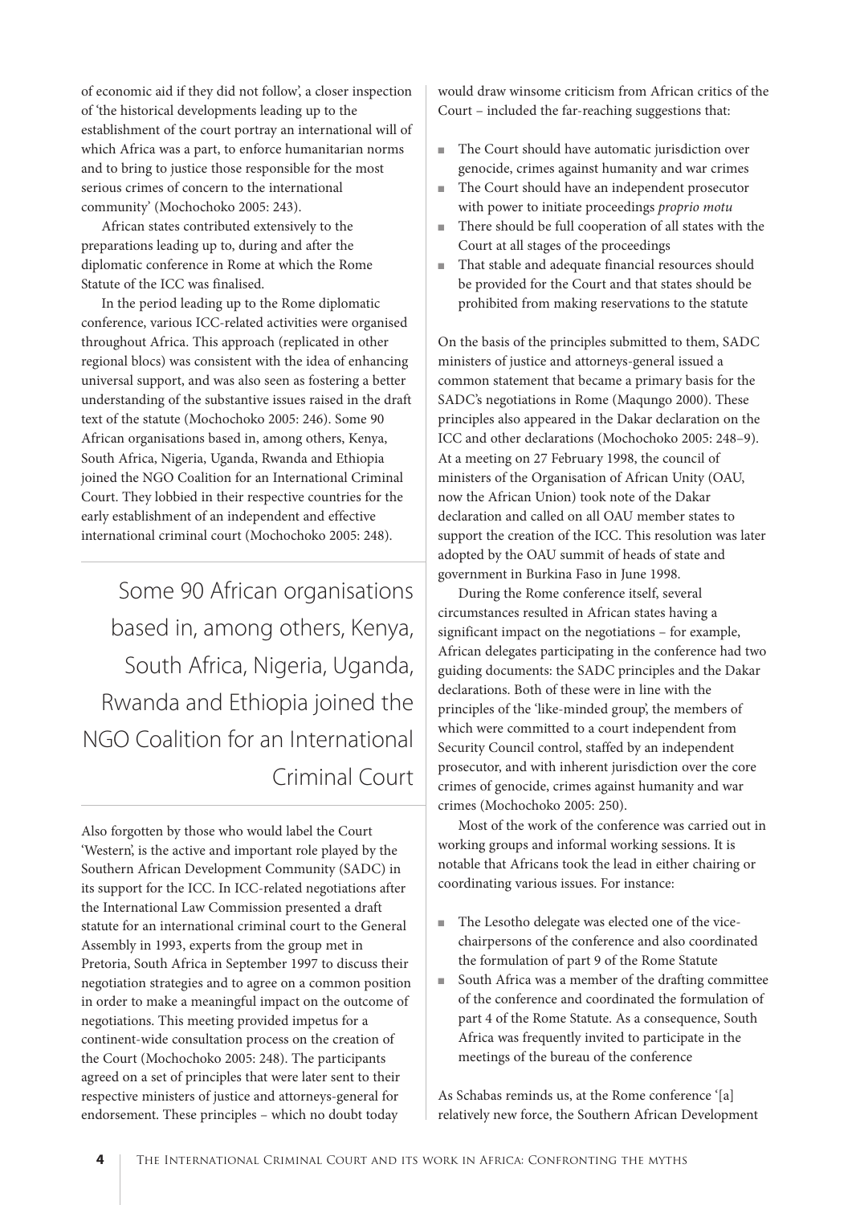of economic aid if they did not follow', a closer inspection of 'the historical developments leading up to the establishment of the court portray an international will of which Africa was a part, to enforce humanitarian norms and to bring to justice those responsible for the most serious crimes of concern to the international community' (Mochochoko 2005: 243).

African states contributed extensively to the preparations leading up to, during and after the diplomatic conference in Rome at which the Rome Statute of the ICC was finalised.

In the period leading up to the Rome diplomatic conference, various ICC-related activities were organised throughout Africa. This approach (replicated in other regional blocs) was consistent with the idea of enhancing universal support, and was also seen as fostering a better understanding of the substantive issues raised in the draft text of the statute (Mochochoko 2005: 246). Some 90 African organisations based in, among others, Kenya, South Africa, Nigeria, Uganda, Rwanda and Ethiopia joined the NGO Coalition for an International Criminal Court. They lobbied in their respective countries for the early establishment of an independent and effective international criminal court (Mochochoko 2005: 248).

> Some 90 African organisations based in, among others, Kenya, South Africa, Nigeria, Uganda, Rwanda and Ethiopia joined the NGO Coalition for an International Criminal Court

Also forgotten by those who would label the Court 'Western', is the active and important role played by the Southern African Development Community (SADC) in its support for the ICC. In ICC-related negotiations after the International Law Commission presented a draft statute for an international criminal court to the General Assembly in 1993, experts from the group met in Pretoria, South Africa in September 1997 to discuss their negotiation strategies and to agree on a common position in order to make a meaningful impact on the outcome of negotiations. This meeting provided impetus for a continent-wide consultation process on the creation of the Court (Mochochoko 2005: 248). The participants agreed on a set of principles that were later sent to their respective ministers of justice and attorneys-general for endorsement. These principles – which no doubt today would draw winsome criticism from African critics of the Court – included the far-reaching suggestions that:

- The Court should have automatic jurisdiction over genocide, crimes against humanity and war crimes
- The Court should have an independent prosecutor with power to initiate proceedings *proprio motu*
- There should be full cooperation of all states with the Court at all stages of the proceedings
- That stable and adequate financial resources should be provided for the Court and that states should be prohibited from making reservations to the statute

On the basis of the principles submitted to them, SADC ministers of justice and attorneys-general issued a common statement that became a primary basis for the SADC's negotiations in Rome (Maqungo 2000). These principles also appeared in the Dakar declaration on the ICC and other declarations (Mochochoko 2005: 248–9). At a meeting on 27 February 1998, the council of ministers of the Organisation of African Unity (OAU, now the African Union) took note of the Dakar declaration and called on all OAU member states to support the creation of the ICC. This resolution was later adopted by the OAU summit of heads of state and government in Burkina Faso in June 1998.

During the Rome conference itself, several circumstances resulted in African states having a significant impact on the negotiations – for example, African delegates participating in the conference had two guiding documents: the SADC principles and the Dakar declarations. Both of these were in line with the principles of the 'like-minded group', the members of which were committed to a court independent from Security Council control, staffed by an independent prosecutor, and with inherent jurisdiction over the core crimes of genocide, crimes against humanity and war crimes (Mochochoko 2005: 250).

Most of the work of the conference was carried out in working groups and informal working sessions. It is notable that Africans took the lead in either chairing or coordinating various issues. For instance:

- The Lesotho delegate was elected one of the vice-chairpersons of the conference and also coordinated the formulation of part 9 of the Rome Statute
- South Africa was a member of the drafting committee of the conference and coordinated the formulation of part 4 of the Rome Statute. As a consequence, South Africa was frequently invited to participate in the meetings of the bureau of the conference

As Schabas reminds us, at the Rome conference '[a] relatively new force, the Southern African Development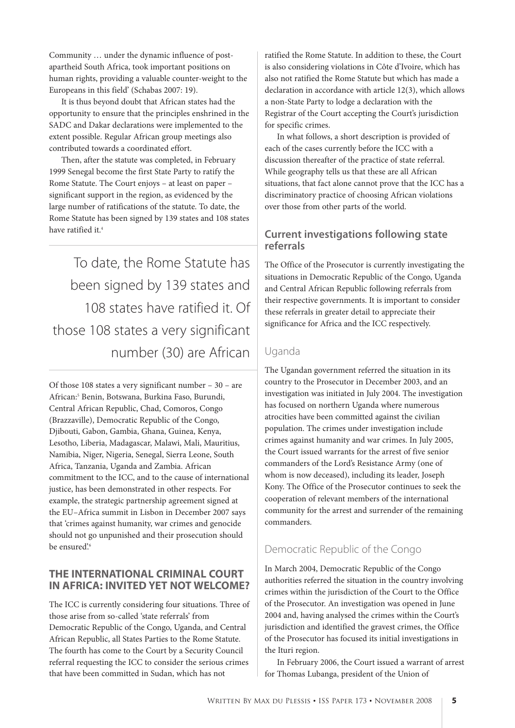Community … under the dynamic influence of post-apartheid South Africa, took important positions on human rights, providing a valuable counter-weight to the Europeans in this field' (Schabas 2007: 19).

It is thus beyond doubt that African states had the opportunity to ensure that the principles enshrined in the SADC and Dakar declarations were implemented to the extent possible. Regular African group meetings also contributed towards a coordinated effort.

Then, after the statute was completed, in February 1999 Senegal become the first State Party to ratify the Rome Statute. The Court enjoys – at least on paper – significant support in the region, as evidenced by the large number of ratifications of the statute. To date, the Rome Statute has been signed by 139 states and 108 states have ratified it.[4]

> To date, the Rome Statute has been signed by 139 states and 108 states have ratified it. Of those 108 states a very significant number (30) are African

Of those 108 states a very significant number – 30 – are African:[5] Benin, Botswana, Burkina Faso, Burundi, Central African Republic, Chad, Comoros, Congo (Brazzaville), Democratic Republic of the Congo, Djibouti, Gabon, Gambia, Ghana, Guinea, Kenya, Lesotho, Liberia, Madagascar, Malawi, Mali, Mauritius, Namibia, Niger, Nigeria, Senegal, Sierra Leone, South Africa, Tanzania, Uganda and Zambia. African commitment to the ICC, and to the cause of international justice, has been demonstrated in other respects. For example, the strategic partnership agreement signed at the EU–Africa summit in Lisbon in December 2007 says that 'crimes against humanity, war crimes and genocide should not go unpunished and their prosecution should be ensured'.[6]

## THE INTERNATIONAL CRIMINAL COURT IN AFRICA: INVITED YET NOT WELCOME?

The ICC is currently considering four situations. Three of those arise from so-called 'state referrals' from Democratic Republic of the Congo, Uganda, and Central African Republic, all States Parties to the Rome Statute. The fourth has come to the Court by a Security Council referral requesting the ICC to consider the serious crimes that have been committed in Sudan, which has not ratified the Rome Statute. In addition to these, the Court is also considering violations in Côte d'Ivoire, which has also not ratified the Rome Statute but which has made a declaration in accordance with article 12(3), which allows a non-State Party to lodge a declaration with the Registrar of the Court accepting the Court's jurisdiction for specific crimes.

In what follows, a short description is provided of each of the cases currently before the ICC with a discussion thereafter of the practice of state referral. While geography tells us that these are all African situations, that fact alone cannot prove that the ICC has a discriminatory practice of choosing African violations over those from other parts of the world.

## Current investigations following state referrals

The Office of the Prosecutor is currently investigating the situations in Democratic Republic of the Congo, Uganda and Central African Republic following referrals from their respective governments. It is important to consider these referrals in greater detail to appreciate their significance for Africa and the ICC respectively.

### Uganda

The Ugandan government referred the situation in its country to the Prosecutor in December 2003, and an investigation was initiated in July 2004. The investigation has focused on northern Uganda where numerous atrocities have been committed against the civilian population. The crimes under investigation include crimes against humanity and war crimes. In July 2005, the Court issued warrants for the arrest of five senior commanders of the Lord's Resistance Army (one of whom is now deceased), including its leader, Joseph Kony. The Office of the Prosecutor continues to seek the cooperation of relevant members of the international community for the arrest and surrender of the remaining commanders.

### Democratic Republic of the Congo

In March 2004, Democratic Republic of the Congo authorities referred the situation in the country involving crimes within the jurisdiction of the Court to the Office of the Prosecutor. An investigation was opened in June 2004 and, having analysed the crimes within the Court's jurisdiction and identified the gravest crimes, the Office of the Prosecutor has focused its initial investigations in the Ituri region.

In February 2006, the Court issued a warrant of arrest for Thomas Lubanga, president of the Union of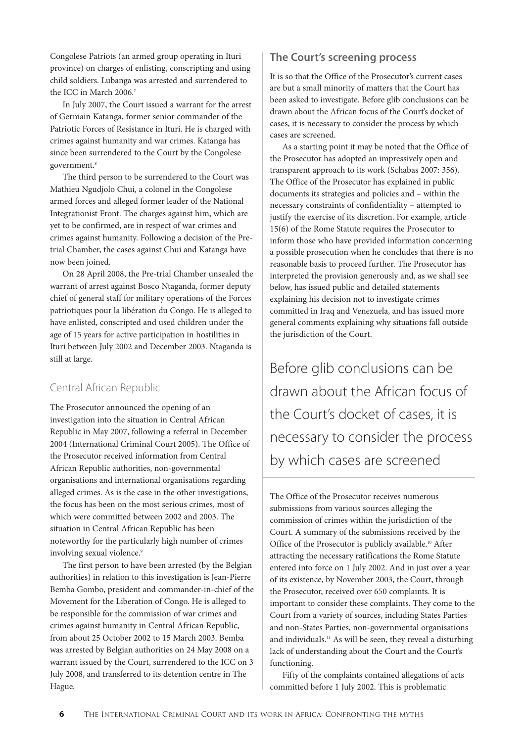Congolese Patriots (an armed group operating in Ituri province) on charges of enlisting, conscripting and using child soldiers. Lubanga was arrested and surrendered to the ICC in March 2006.[7]

In July 2007, the Court issued a warrant for the arrest of Germain Katanga, former senior commander of the Patriotic Forces of Resistance in Ituri. He is charged with crimes against humanity and war crimes. Katanga has since been surrendered to the Court by the Congolese government.[8]

The third person to be surrendered to the Court was Mathieu Ngudjolo Chui, a colonel in the Congolese armed forces and alleged former leader of the National Integrationist Front. The charges against him, which are yet to be confirmed, are in respect of war crimes and crimes against humanity. Following a decision of the Pre-trial Chamber, the cases against Chui and Katanga have now been joined.

On 28 April 2008, the Pre-trial Chamber unsealed the warrant of arrest against Bosco Ntaganda, former deputy chief of general staff for military operations of the Forces patriotiques pour la libération du Congo. He is alleged to have enlisted, conscripted and used children under the age of 15 years for active participation in hostilities in Ituri between July 2002 and December 2003. Ntaganda is still at large.

## Central African Republic

The Prosecutor announced the opening of an investigation into the situation in Central African Republic in May 2007, following a referral in December 2004 (International Criminal Court 2005). The Office of the Prosecutor received information from Central African Republic authorities, non-governmental organisations and international organisations regarding alleged crimes. As is the case in the other investigations, the focus has been on the most serious crimes, most of which were committed between 2002 and 2003. The situation in Central African Republic has been noteworthy for the particularly high number of crimes involving sexual violence.[9]

The first person to have been arrested (by the Belgian authorities) in relation to this investigation is Jean-Pierre Bemba Gombo, president and commander-in-chief of the Movement for the Liberation of Congo. He is alleged to be responsible for the commission of war crimes and crimes against humanity in Central African Republic, from about 25 October 2002 to 15 March 2003. Bemba was arrested by Belgian authorities on 24 May 2008 on a warrant issued by the Court, surrendered to the ICC on 3 July 2008, and transferred to its detention centre in The Hague.

## The Court's screening process

It is so that the Office of the Prosecutor's current cases are but a small minority of matters that the Court has been asked to investigate. Before glib conclusions can be drawn about the African focus of the Court's docket of cases, it is necessary to consider the process by which cases are screened.

As a starting point it may be noted that the Office of the Prosecutor has adopted an impressively open and transparent approach to its work (Schabas 2007: 356). The Office of the Prosecutor has explained in public documents its strategies and policies and – within the necessary constraints of confidentiality – attempted to justify the exercise of its discretion. For example, article 15(6) of the Rome Statute requires the Prosecutor to inform those who have provided information concerning a possible prosecution when he concludes that there is no reasonable basis to proceed further. The Prosecutor has interpreted the provision generously and, as we shall see below, has issued public and detailed statements explaining his decision not to investigate crimes committed in Iraq and Venezuela, and has issued more general comments explaining why situations fall outside the jurisdiction of the Court.

> Before glib conclusions can be drawn about the African focus of the Court's docket of cases, it is necessary to consider the process by which cases are screened

The Office of the Prosecutor receives numerous submissions from various sources alleging the commission of crimes within the jurisdiction of the Court. A summary of the submissions received by the Office of the Prosecutor is publicly available.[10] After attracting the necessary ratifications the Rome Statute entered into force on 1 July 2002. And in just over a year of its existence, by November 2003, the Court, through the Prosecutor, received over 650 complaints. It is important to consider these complaints. They come to the Court from a variety of sources, including States Parties and non-States Parties, non-governmental organisations and individuals.[11] As will be seen, they reveal a disturbing lack of understanding about the Court and the Court's functioning.

Fifty of the complaints contained allegations of acts committed before 1 July 2002. This is problematic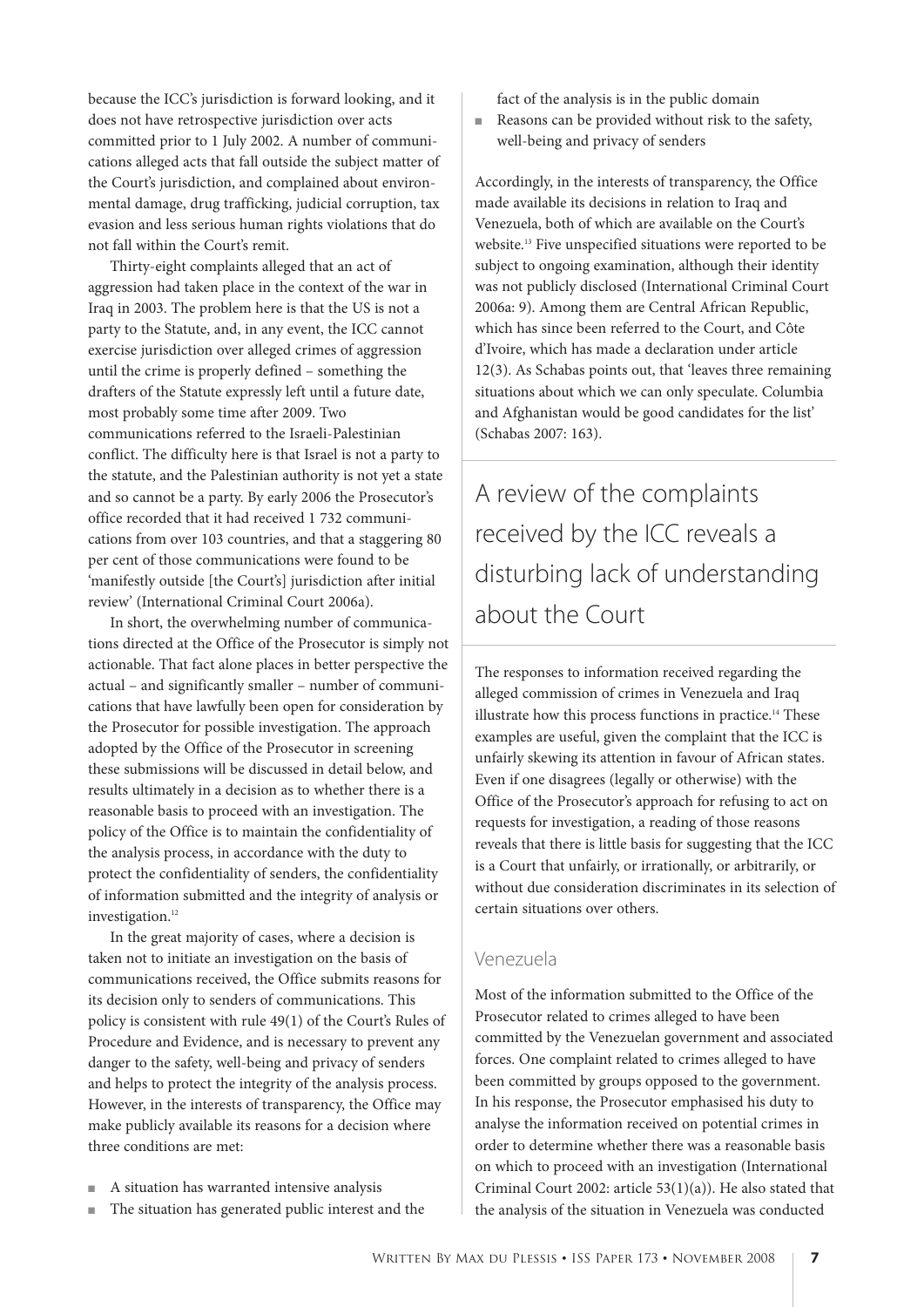because the ICC's jurisdiction is forward looking, and it does not have retrospective jurisdiction over acts committed prior to 1 July 2002. A number of communications alleged acts that fall outside the subject matter of the Court's jurisdiction, and complained about environmental damage, drug trafficking, judicial corruption, tax evasion and less serious human rights violations that do not fall within the Court's remit.

Thirty-eight complaints alleged that an act of aggression had taken place in the context of the war in Iraq in 2003. The problem here is that the US is not a party to the Statute, and, in any event, the ICC cannot exercise jurisdiction over alleged crimes of aggression until the crime is properly defined – something the drafters of the Statute expressly left until a future date, most probably some time after 2009. Two communications referred to the Israeli-Palestinian conflict. The difficulty here is that Israel is not a party to the statute, and the Palestinian authority is not yet a state and so cannot be a party. By early 2006 the Prosecutor's office recorded that it had received 1 732 communications from over 103 countries, and that a staggering 80 per cent of those communications were found to be 'manifestly outside [the Court's] jurisdiction after initial review' (International Criminal Court 2006a).

In short, the overwhelming number of communications directed at the Office of the Prosecutor is simply not actionable. That fact alone places in better perspective the actual – and significantly smaller – number of communications that have lawfully been open for consideration by the Prosecutor for possible investigation. The approach adopted by the Office of the Prosecutor in screening these submissions will be discussed in detail below, and results ultimately in a decision as to whether there is a reasonable basis to proceed with an investigation. The policy of the Office is to maintain the confidentiality of the analysis process, in accordance with the duty to protect the confidentiality of senders, the confidentiality of information submitted and the integrity of analysis or investigation.[12]

In the great majority of cases, where a decision is taken not to initiate an investigation on the basis of communications received, the Office submits reasons for its decision only to senders of communications. This policy is consistent with rule 49(1) of the Court's Rules of Procedure and Evidence, and is necessary to prevent any danger to the safety, well-being and privacy of senders and helps to protect the integrity of the analysis process. However, in the interests of transparency, the Office may make publicly available its reasons for a decision where three conditions are met:

- A situation has warranted intensive analysis
- The situation has generated public interest and the fact of the analysis is in the public domain
- Reasons can be provided without risk to the safety, well-being and privacy of senders

Accordingly, in the interests of transparency, the Office made available its decisions in relation to Iraq and Venezuela, both of which are available on the Court's website.[13] Five unspecified situations were reported to be subject to ongoing examination, although their identity was not publicly disclosed (International Criminal Court 2006a: 9). Among them are Central African Republic, which has since been referred to the Court, and Côte d'Ivoire, which has made a declaration under article 12(3). As Schabas points out, that 'leaves three remaining situations about which we can only speculate. Columbia and Afghanistan would be good candidates for the list' (Schabas 2007: 163).

> A review of the complaints received by the ICC reveals a disturbing lack of understanding about the Court

The responses to information received regarding the alleged commission of crimes in Venezuela and Iraq illustrate how this process functions in practice.[14] These examples are useful, given the complaint that the ICC is unfairly skewing its attention in favour of African states. Even if one disagrees (legally or otherwise) with the Office of the Prosecutor's approach for refusing to act on requests for investigation, a reading of those reasons reveals that there is little basis for suggesting that the ICC is a Court that unfairly, or irrationally, or arbitrarily, or without due consideration discriminates in its selection of certain situations over others.

## Venezuela

Most of the information submitted to the Office of the Prosecutor related to crimes alleged to have been committed by the Venezuelan government and associated forces. One complaint related to crimes alleged to have been committed by groups opposed to the government. In his response, the Prosecutor emphasised his duty to analyse the information received on potential crimes in order to determine whether there was a reasonable basis on which to proceed with an investigation (International Criminal Court 2002: article 53(1)(a)). He also stated that the analysis of the situation in Venezuela was conducted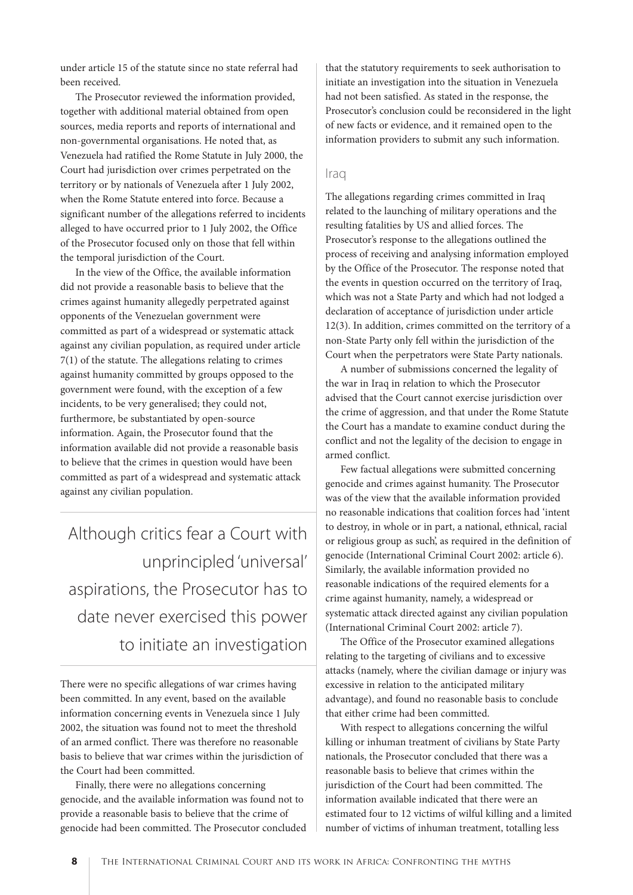under article 15 of the statute since no state referral had been received.

The Prosecutor reviewed the information provided, together with additional material obtained from open sources, media reports and reports of international and non-governmental organisations. He noted that, as Venezuela had ratified the Rome Statute in July 2000, the Court had jurisdiction over crimes perpetrated on the territory or by nationals of Venezuela after 1 July 2002, when the Rome Statute entered into force. Because a significant number of the allegations referred to incidents alleged to have occurred prior to 1 July 2002, the Office of the Prosecutor focused only on those that fell within the temporal jurisdiction of the Court.

In the view of the Office, the available information did not provide a reasonable basis to believe that the crimes against humanity allegedly perpetrated against opponents of the Venezuelan government were committed as part of a widespread or systematic attack against any civilian population, as required under article 7(1) of the statute. The allegations relating to crimes against humanity committed by groups opposed to the government were found, with the exception of a few incidents, to be very generalised; they could not, furthermore, be substantiated by open-source information. Again, the Prosecutor found that the information available did not provide a reasonable basis to believe that the crimes in question would have been committed as part of a widespread and systematic attack against any civilian population.

> Although critics fear a Court with unprincipled 'universal' aspirations, the Prosecutor has to date never exercised this power to initiate an investigation

There were no specific allegations of war crimes having been committed. In any event, based on the available information concerning events in Venezuela since 1 July 2002, the situation was found not to meet the threshold of an armed conflict. There was therefore no reasonable basis to believe that war crimes within the jurisdiction of the Court had been committed.

Finally, there were no allegations concerning genocide, and the available information was found not to provide a reasonable basis to believe that the crime of genocide had been committed. The Prosecutor concluded that the statutory requirements to seek authorisation to initiate an investigation into the situation in Venezuela had not been satisfied. As stated in the response, the Prosecutor's conclusion could be reconsidered in the light of new facts or evidence, and it remained open to the information providers to submit any such information.

## Iraq

The allegations regarding crimes committed in Iraq related to the launching of military operations and the resulting fatalities by US and allied forces. The Prosecutor's response to the allegations outlined the process of receiving and analysing information employed by the Office of the Prosecutor. The response noted that the events in question occurred on the territory of Iraq, which was not a State Party and which had not lodged a declaration of acceptance of jurisdiction under article 12(3). In addition, crimes committed on the territory of a non-State Party only fell within the jurisdiction of the Court when the perpetrators were State Party nationals.

A number of submissions concerned the legality of the war in Iraq in relation to which the Prosecutor advised that the Court cannot exercise jurisdiction over the crime of aggression, and that under the Rome Statute the Court has a mandate to examine conduct during the conflict and not the legality of the decision to engage in armed conflict.

Few factual allegations were submitted concerning genocide and crimes against humanity. The Prosecutor was of the view that the available information provided no reasonable indications that coalition forces had 'intent to destroy, in whole or in part, a national, ethnical, racial or religious group as such', as required in the definition of genocide (International Criminal Court 2002: article 6). Similarly, the available information provided no reasonable indications of the required elements for a crime against humanity, namely, a widespread or systematic attack directed against any civilian population (International Criminal Court 2002: article 7).

The Office of the Prosecutor examined allegations relating to the targeting of civilians and to excessive attacks (namely, where the civilian damage or injury was excessive in relation to the anticipated military advantage), and found no reasonable basis to conclude that either crime had been committed.

With respect to allegations concerning the wilful killing or inhuman treatment of civilians by State Party nationals, the Prosecutor concluded that there was a reasonable basis to believe that crimes within the jurisdiction of the Court had been committed. The information available indicated that there were an estimated four to 12 victims of wilful killing and a limited number of victims of inhuman treatment, totalling less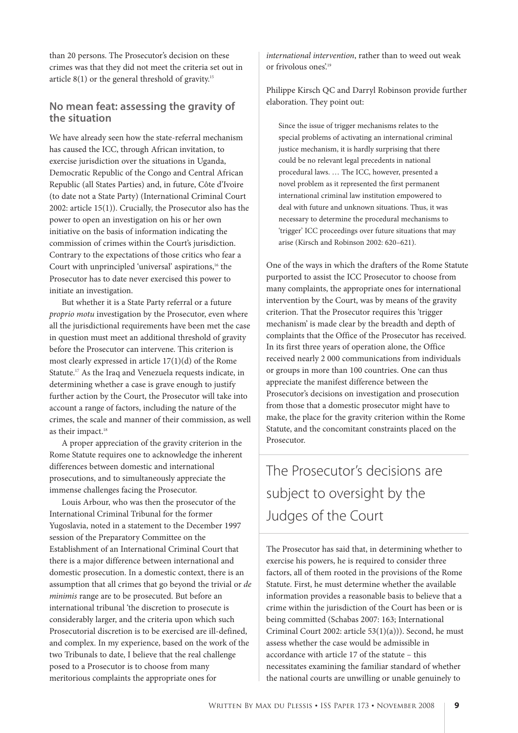than 20 persons. The Prosecutor's decision on these crimes was that they did not meet the criteria set out in article 8(1) or the general threshold of gravity.[15]

## No mean feat: assessing the gravity of the situation

We have already seen how the state-referral mechanism has caused the ICC, through African invitation, to exercise jurisdiction over the situations in Uganda, Democratic Republic of the Congo and Central African Republic (all States Parties) and, in future, Côte d'Ivoire (to date not a State Party) (International Criminal Court 2002: article 15(1)). Crucially, the Prosecutor also has the power to open an investigation on his or her own initiative on the basis of information indicating the commission of crimes within the Court's jurisdiction. Contrary to the expectations of those critics who fear a Court with unprincipled 'universal' aspirations,[16] the Prosecutor has to date never exercised this power to initiate an investigation.

But whether it is a State Party referral or a future *proprio motu* investigation by the Prosecutor, even where all the jurisdictional requirements have been met the case in question must meet an additional threshold of gravity before the Prosecutor can intervene. This criterion is most clearly expressed in article 17(1)(d) of the Rome Statute.[17] As the Iraq and Venezuela requests indicate, in determining whether a case is grave enough to justify further action by the Court, the Prosecutor will take into account a range of factors, including the nature of the crimes, the scale and manner of their commission, as well as their impact.[18]

A proper appreciation of the gravity criterion in the Rome Statute requires one to acknowledge the inherent differences between domestic and international prosecutions, and to simultaneously appreciate the immense challenges facing the Prosecutor.

Louis Arbour, who was then the prosecutor of the International Criminal Tribunal for the former Yugoslavia, noted in a statement to the December 1997 session of the Preparatory Committee on the Establishment of an International Criminal Court that there is a major difference between international and domestic prosecution. In a domestic context, there is an assumption that all crimes that go beyond the trivial or *de minimis* range are to be prosecuted. But before an international tribunal 'the discretion to prosecute is considerably larger, and the criteria upon which such Prosecutorial discretion is to be exercised are ill-defined, and complex. In my experience, based on the work of the two Tribunals to date, I believe that the real challenge posed to a Prosecutor is to choose from many meritorious complaints the appropriate ones for *international intervention*, rather than to weed out weak or frivolous ones'.[19]

Philippe Kirsch QC and Darryl Robinson provide further elaboration. They point out:

> Since the issue of trigger mechanisms relates to the special problems of activating an international criminal justice mechanism, it is hardly surprising that there could be no relevant legal precedents in national procedural laws. … The ICC, however, presented a novel problem as it represented the first permanent international criminal law institution empowered to deal with future and unknown situations. Thus, it was necessary to determine the procedural mechanisms to 'trigger' ICC proceedings over future situations that may arise (Kirsch and Robinson 2002: 620–621).

One of the ways in which the drafters of the Rome Statute purported to assist the ICC Prosecutor to choose from many complaints, the appropriate ones for international intervention by the Court, was by means of the gravity criterion. That the Prosecutor requires this 'trigger mechanism' is made clear by the breadth and depth of complaints that the Office of the Prosecutor has received. In its first three years of operation alone, the Office received nearly 2 000 communications from individuals or groups in more than 100 countries. One can thus appreciate the manifest difference between the Prosecutor's decisions on investigation and prosecution from those that a domestic prosecutor might have to make, the place for the gravity criterion within the Rome Statute, and the concomitant constraints placed on the Prosecutor.

> The Prosecutor's decisions are subject to oversight by the Judges of the Court

The Prosecutor has said that, in determining whether to exercise his powers, he is required to consider three factors, all of them rooted in the provisions of the Rome Statute. First, he must determine whether the available information provides a reasonable basis to believe that a crime within the jurisdiction of the Court has been or is being committed (Schabas 2007: 163; International Criminal Court 2002: article 53(1)(a))). Second, he must assess whether the case would be admissible in accordance with article 17 of the statute – this necessitates examining the familiar standard of whether the national courts are unwilling or unable genuinely to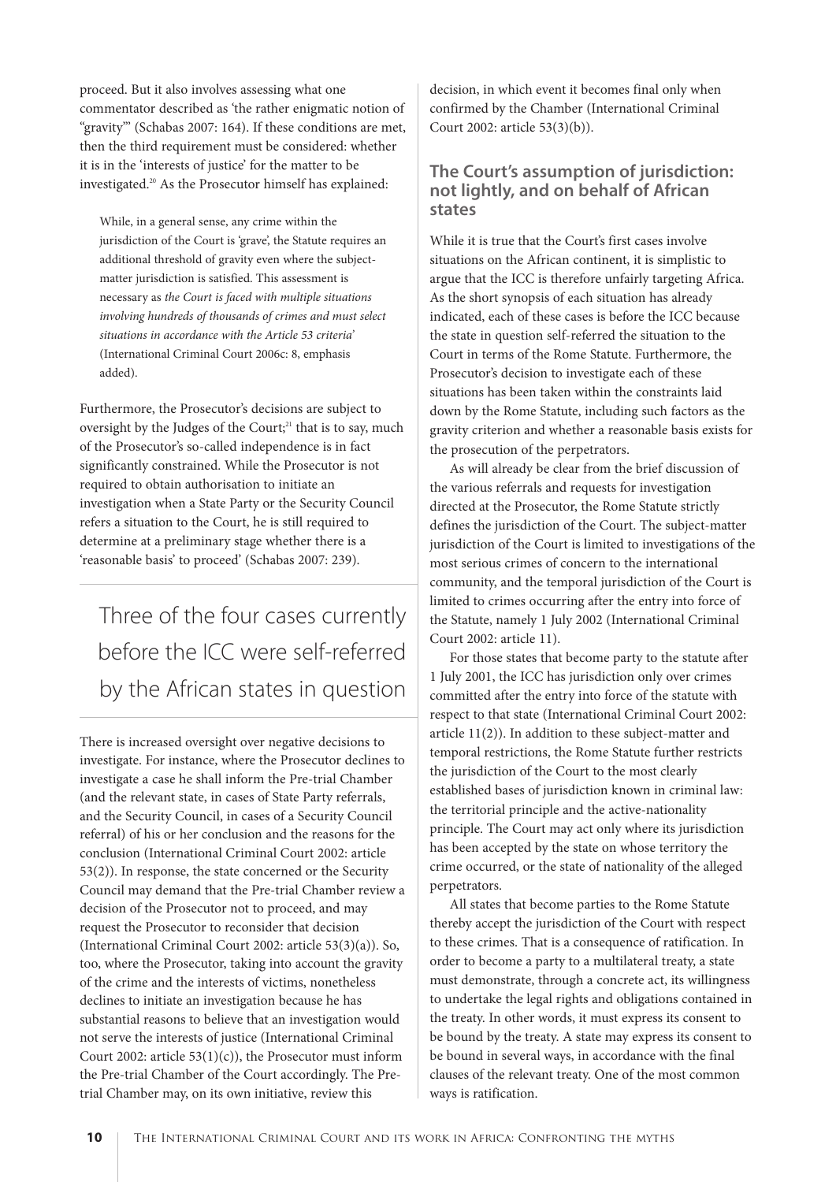proceed. But it also involves assessing what one commentator described as 'the rather enigmatic notion of "gravity"' (Schabas 2007: 164). If these conditions are met, then the third requirement must be considered: whether it is in the 'interests of justice' for the matter to be investigated.[20] As the Prosecutor himself has explained:

> While, in a general sense, any crime within the jurisdiction of the Court is 'grave', the Statute requires an additional threshold of gravity even where the subject-matter jurisdiction is satisfied. This assessment is necessary as *the Court is faced with multiple situations involving hundreds of thousands of crimes and must select situations in accordance with the Article 53 criteria*' (International Criminal Court 2006c: 8, emphasis added).

Furthermore, the Prosecutor's decisions are subject to oversight by the Judges of the Court;[21] that is to say, much of the Prosecutor's so-called independence is in fact significantly constrained. While the Prosecutor is not required to obtain authorisation to initiate an investigation when a State Party or the Security Council refers a situation to the Court, he is still required to determine at a preliminary stage whether there is a 'reasonable basis' to proceed' (Schabas 2007: 239).

> Three of the four cases currently before the ICC were self-referred by the African states in question

There is increased oversight over negative decisions to investigate. For instance, where the Prosecutor declines to investigate a case he shall inform the Pre-trial Chamber (and the relevant state, in cases of State Party referrals, and the Security Council, in cases of a Security Council referral) of his or her conclusion and the reasons for the conclusion (International Criminal Court 2002: article 53(2)). In response, the state concerned or the Security Council may demand that the Pre-trial Chamber review a decision of the Prosecutor not to proceed, and may request the Prosecutor to reconsider that decision (International Criminal Court 2002: article 53(3)(a)). So, too, where the Prosecutor, taking into account the gravity of the crime and the interests of victims, nonetheless declines to initiate an investigation because he has substantial reasons to believe that an investigation would not serve the interests of justice (International Criminal Court 2002: article 53(1)(c)), the Prosecutor must inform the Pre-trial Chamber of the Court accordingly. The Pre-trial Chamber may, on its own initiative, review this decision, in which event it becomes final only when confirmed by the Chamber (International Criminal Court 2002: article 53(3)(b)).

## The Court's assumption of jurisdiction: not lightly, and on behalf of African states

While it is true that the Court's first cases involve situations on the African continent, it is simplistic to argue that the ICC is therefore unfairly targeting Africa. As the short synopsis of each situation has already indicated, each of these cases is before the ICC because the state in question self-referred the situation to the Court in terms of the Rome Statute. Furthermore, the Prosecutor's decision to investigate each of these situations has been taken within the constraints laid down by the Rome Statute, including such factors as the gravity criterion and whether a reasonable basis exists for the prosecution of the perpetrators.

As will already be clear from the brief discussion of the various referrals and requests for investigation directed at the Prosecutor, the Rome Statute strictly defines the jurisdiction of the Court. The subject-matter jurisdiction of the Court is limited to investigations of the most serious crimes of concern to the international community, and the temporal jurisdiction of the Court is limited to crimes occurring after the entry into force of the Statute, namely 1 July 2002 (International Criminal Court 2002: article 11).

For those states that become party to the statute after 1 July 2001, the ICC has jurisdiction only over crimes committed after the entry into force of the statute with respect to that state (International Criminal Court 2002: article 11(2)). In addition to these subject-matter and temporal restrictions, the Rome Statute further restricts the jurisdiction of the Court to the most clearly established bases of jurisdiction known in criminal law: the territorial principle and the active-nationality principle. The Court may act only where its jurisdiction has been accepted by the state on whose territory the crime occurred, or the state of nationality of the alleged perpetrators.

All states that become parties to the Rome Statute thereby accept the jurisdiction of the Court with respect to these crimes. That is a consequence of ratification. In order to become a party to a multilateral treaty, a state must demonstrate, through a concrete act, its willingness to undertake the legal rights and obligations contained in the treaty. In other words, it must express its consent to be bound by the treaty. A state may express its consent to be bound in several ways, in accordance with the final clauses of the relevant treaty. One of the most common ways is ratification.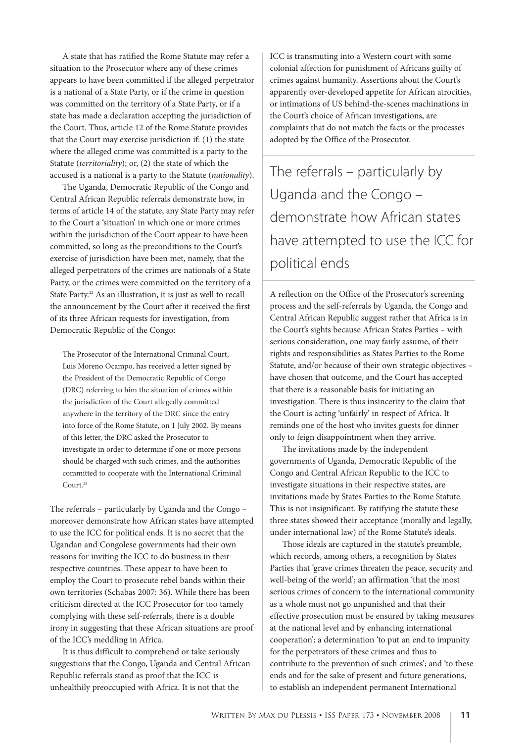A state that has ratified the Rome Statute may refer a situation to the Prosecutor where any of these crimes appears to have been committed if the alleged perpetrator is a national of a State Party, or if the crime in question was committed on the territory of a State Party, or if a state has made a declaration accepting the jurisdiction of the Court. Thus, article 12 of the Rome Statute provides that the Court may exercise jurisdiction if: (1) the state where the alleged crime was committed is a party to the Statute (*territoriality*); or, (2) the state of which the accused is a national is a party to the Statute (*nationality*).

The Uganda, Democratic Republic of the Congo and Central African Republic referrals demonstrate how, in terms of article 14 of the statute, any State Party may refer to the Court a 'situation' in which one or more crimes within the jurisdiction of the Court appear to have been committed, so long as the preconditions to the Court's exercise of jurisdiction have been met, namely, that the alleged perpetrators of the crimes are nationals of a State Party, or the crimes were committed on the territory of a State Party.[22] As an illustration, it is just as well to recall the announcement by the Court after it received the first of its three African requests for investigation, from Democratic Republic of the Congo:

> The Prosecutor of the International Criminal Court, Luis Moreno Ocampo, has received a letter signed by the President of the Democratic Republic of Congo (DRC) referring to him the situation of crimes within the jurisdiction of the Court allegedly committed anywhere in the territory of the DRC since the entry into force of the Rome Statute, on 1 July 2002. By means of this letter, the DRC asked the Prosecutor to investigate in order to determine if one or more persons should be charged with such crimes, and the authorities committed to cooperate with the International Criminal Court.[23]

The referrals – particularly by Uganda and the Congo – moreover demonstrate how African states have attempted to use the ICC for political ends. It is no secret that the Ugandan and Congolese governments had their own reasons for inviting the ICC to do business in their respective countries. These appear to have been to employ the Court to prosecute rebel bands within their own territories (Schabas 2007: 36). While there has been criticism directed at the ICC Prosecutor for too tamely complying with these self-referrals, there is a double irony in suggesting that these African situations are proof of the ICC's meddling in Africa.

It is thus difficult to comprehend or take seriously suggestions that the Congo, Uganda and Central African Republic referrals stand as proof that the ICC is unhealthily preoccupied with Africa. It is not that the ICC is transmuting into a Western court with some colonial affection for punishment of Africans guilty of crimes against humanity. Assertions about the Court's apparently over-developed appetite for African atrocities, or intimations of US behind-the-scenes machinations in the Court's choice of African investigations, are complaints that do not match the facts or the processes adopted by the Office of the Prosecutor.

> The referrals – particularly by Uganda and the Congo – demonstrate how African states have attempted to use the ICC for political ends

A reflection on the Office of the Prosecutor's screening process and the self-referrals by Uganda, the Congo and Central African Republic suggest rather that Africa is in the Court's sights because African States Parties – with serious consideration, one may fairly assume, of their rights and responsibilities as States Parties to the Rome Statute, and/or because of their own strategic objectives – have chosen that outcome, and the Court has accepted that there is a reasonable basis for initiating an investigation. There is thus insincerity to the claim that the Court is acting 'unfairly' in respect of Africa. It reminds one of the host who invites guests for dinner only to feign disappointment when they arrive.

The invitations made by the independent governments of Uganda, Democratic Republic of the Congo and Central African Republic to the ICC to investigate situations in their respective states, are invitations made by States Parties to the Rome Statute. This is not insignificant. By ratifying the statute these three states showed their acceptance (morally and legally, under international law) of the Rome Statute's ideals.

Those ideals are captured in the statute's preamble, which records, among others, a recognition by States Parties that 'grave crimes threaten the peace, security and well-being of the world'; an affirmation 'that the most serious crimes of concern to the international community as a whole must not go unpunished and that their effective prosecution must be ensured by taking measures at the national level and by enhancing international cooperation'; a determination 'to put an end to impunity for the perpetrators of these crimes and thus to contribute to the prevention of such crimes'; and 'to these ends and for the sake of present and future generations, to establish an independent permanent International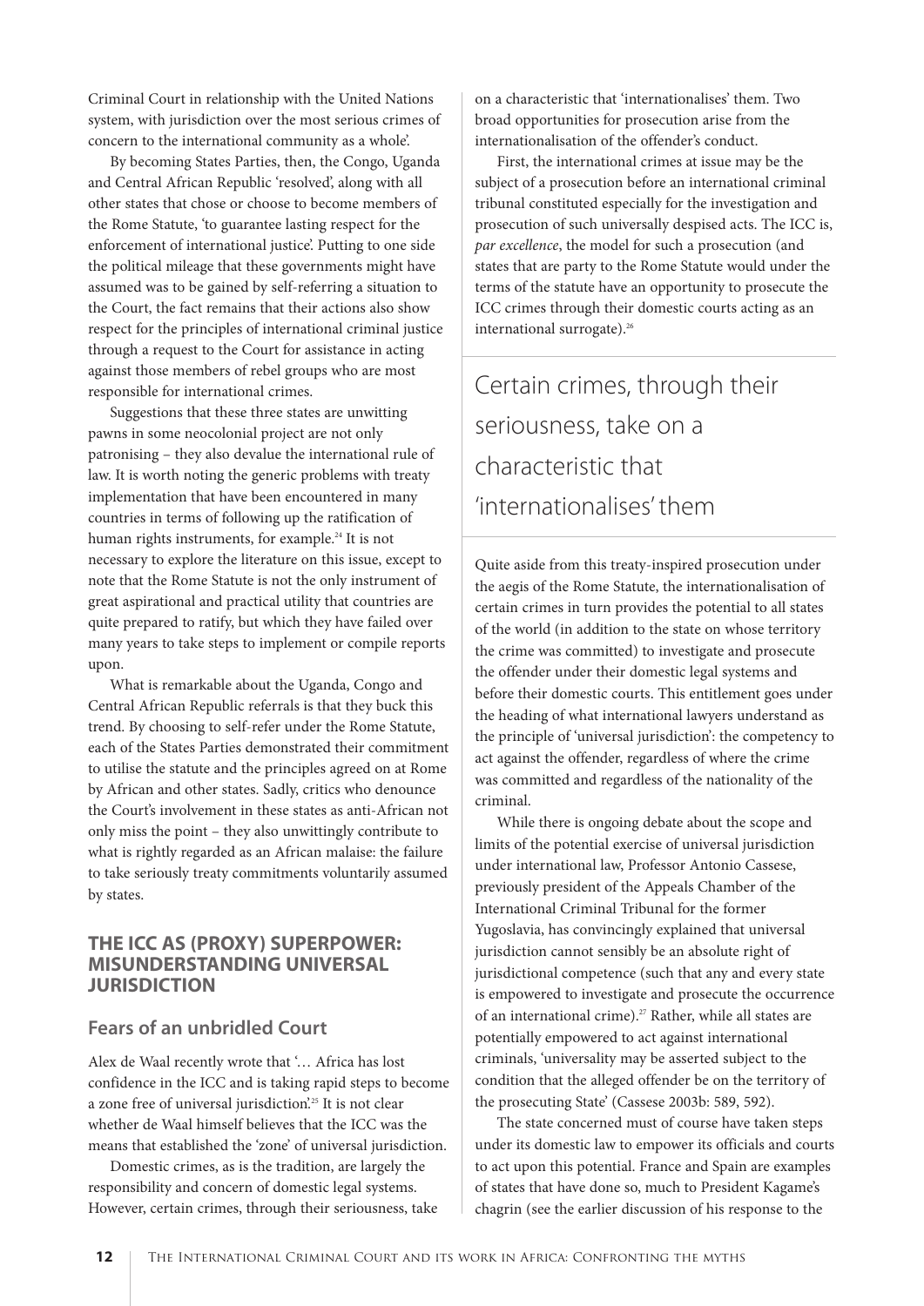Criminal Court in relationship with the United Nations system, with jurisdiction over the most serious crimes of concern to the international community as a whole'.

By becoming States Parties, then, the Congo, Uganda and Central African Republic 'resolved', along with all other states that chose or choose to become members of the Rome Statute, 'to guarantee lasting respect for the enforcement of international justice'. Putting to one side the political mileage that these governments might have assumed was to be gained by self-referring a situation to the Court, the fact remains that their actions also show respect for the principles of international criminal justice through a request to the Court for assistance in acting against those members of rebel groups who are most responsible for international crimes.

Suggestions that these three states are unwitting pawns in some neocolonial project are not only patronising – they also devalue the international rule of law. It is worth noting the generic problems with treaty implementation that have been encountered in many countries in terms of following up the ratification of human rights instruments, for example.[24] It is not necessary to explore the literature on this issue, except to note that the Rome Statute is not the only instrument of great aspirational and practical utility that countries are quite prepared to ratify, but which they have failed over many years to take steps to implement or compile reports upon.

What is remarkable about the Uganda, Congo and Central African Republic referrals is that they buck this trend. By choosing to self-refer under the Rome Statute, each of the States Parties demonstrated their commitment to utilise the statute and the principles agreed on at Rome by African and other states. Sadly, critics who denounce the Court's involvement in these states as anti-African not only miss the point – they also unwittingly contribute to what is rightly regarded as an African malaise: the failure to take seriously treaty commitments voluntarily assumed by states.

## THE ICC AS (PROXY) SUPERPOWER: MISUNDERSTANDING UNIVERSAL JURISDICTION

### Fears of an unbridled Court

Alex de Waal recently wrote that '… Africa has lost confidence in the ICC and is taking rapid steps to become a zone free of universal jurisdiction'.[25] It is not clear whether de Waal himself believes that the ICC was the means that established the 'zone' of universal jurisdiction.

Domestic crimes, as is the tradition, are largely the responsibility and concern of domestic legal systems. However, certain crimes, through their seriousness, take on a characteristic that 'internationalises' them. Two broad opportunities for prosecution arise from the internationalisation of the offender's conduct.

First, the international crimes at issue may be the subject of a prosecution before an international criminal tribunal constituted especially for the investigation and prosecution of such universally despised acts. The ICC is, *par excellence*, the model for such a prosecution (and states that are party to the Rome Statute would under the terms of the statute have an opportunity to prosecute the ICC crimes through their domestic courts acting as an international surrogate).[26]

> Certain crimes, through their seriousness, take on a characteristic that 'internationalises' them

Quite aside from this treaty-inspired prosecution under the aegis of the Rome Statute, the internationalisation of certain crimes in turn provides the potential to all states of the world (in addition to the state on whose territory the crime was committed) to investigate and prosecute the offender under their domestic legal systems and before their domestic courts. This entitlement goes under the heading of what international lawyers understand as the principle of 'universal jurisdiction': the competency to act against the offender, regardless of where the crime was committed and regardless of the nationality of the criminal.

While there is ongoing debate about the scope and limits of the potential exercise of universal jurisdiction under international law, Professor Antonio Cassese, previously president of the Appeals Chamber of the International Criminal Tribunal for the former Yugoslavia, has convincingly explained that universal jurisdiction cannot sensibly be an absolute right of jurisdictional competence (such that any and every state is empowered to investigate and prosecute the occurrence of an international crime).[27] Rather, while all states are potentially empowered to act against international criminals, 'universality may be asserted subject to the condition that the alleged offender be on the territory of the prosecuting State' (Cassese 2003b: 589, 592).

The state concerned must of course have taken steps under its domestic law to empower its officials and courts to act upon this potential. France and Spain are examples of states that have done so, much to President Kagame's chagrin (see the earlier discussion of his response to the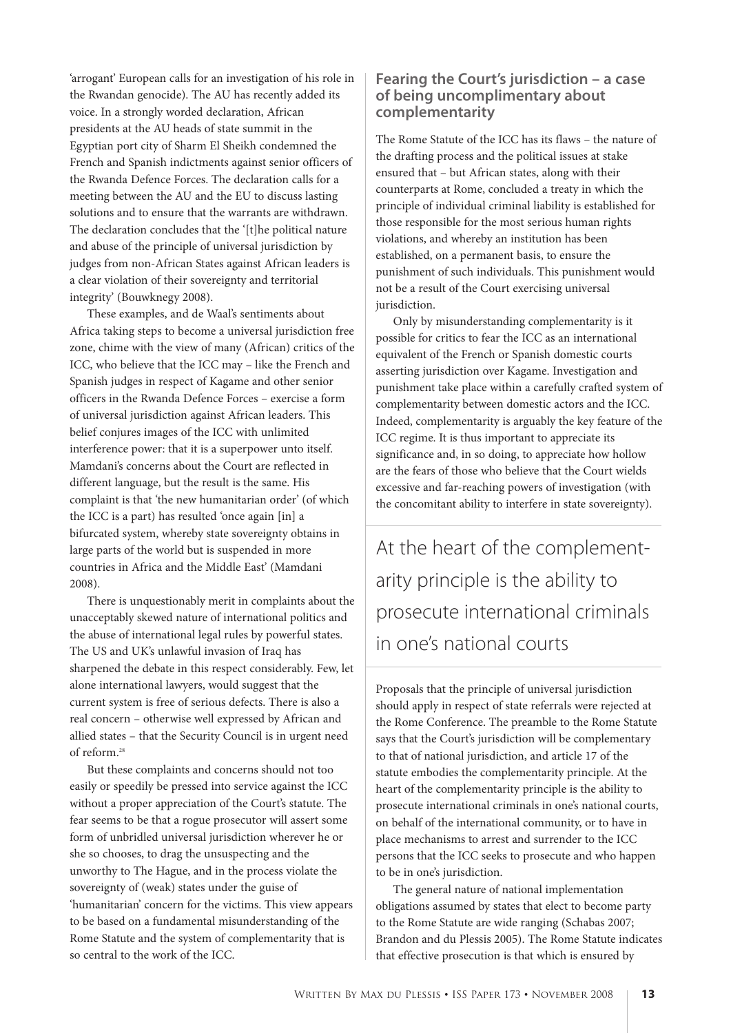'arrogant' European calls for an investigation of his role in the Rwandan genocide). The AU has recently added its voice. In a strongly worded declaration, African presidents at the AU heads of state summit in the Egyptian port city of Sharm El Sheikh condemned the French and Spanish indictments against senior officers of the Rwanda Defence Forces. The declaration calls for a meeting between the AU and the EU to discuss lasting solutions and to ensure that the warrants are withdrawn. The declaration concludes that the '[t]he political nature and abuse of the principle of universal jurisdiction by judges from non-African States against African leaders is a clear violation of their sovereignty and territorial integrity' (Bouwknegy 2008).

These examples, and de Waal's sentiments about Africa taking steps to become a universal jurisdiction free zone, chime with the view of many (African) critics of the ICC, who believe that the ICC may – like the French and Spanish judges in respect of Kagame and other senior officers in the Rwanda Defence Forces – exercise a form of universal jurisdiction against African leaders. This belief conjures images of the ICC with unlimited interference power: that it is a superpower unto itself. Mamdani's concerns about the Court are reflected in different language, but the result is the same. His complaint is that 'the new humanitarian order' (of which the ICC is a part) has resulted 'once again [in] a bifurcated system, whereby state sovereignty obtains in large parts of the world but is suspended in more countries in Africa and the Middle East' (Mamdani 2008).

There is unquestionably merit in complaints about the unacceptably skewed nature of international politics and the abuse of international legal rules by powerful states. The US and UK's unlawful invasion of Iraq has sharpened the debate in this respect considerably. Few, let alone international lawyers, would suggest that the current system is free of serious defects. There is also a real concern – otherwise well expressed by African and allied states – that the Security Council is in urgent need of reform.[28]

But these complaints and concerns should not too easily or speedily be pressed into service against the ICC without a proper appreciation of the Court's statute. The fear seems to be that a rogue prosecutor will assert some form of unbridled universal jurisdiction wherever he or she so chooses, to drag the unsuspecting and the unworthy to The Hague, and in the process violate the sovereignty of (weak) states under the guise of 'humanitarian' concern for the victims. This view appears to be based on a fundamental misunderstanding of the Rome Statute and the system of complementarity that is so central to the work of the ICC.

## Fearing the Court's jurisdiction – a case of being uncomplimentary about complementarity

The Rome Statute of the ICC has its flaws – the nature of the drafting process and the political issues at stake ensured that – but African states, along with their counterparts at Rome, concluded a treaty in which the principle of individual criminal liability is established for those responsible for the most serious human rights violations, and whereby an institution has been established, on a permanent basis, to ensure the punishment of such individuals. This punishment would not be a result of the Court exercising universal jurisdiction.

Only by misunderstanding complementarity is it possible for critics to fear the ICC as an international equivalent of the French or Spanish domestic courts asserting jurisdiction over Kagame. Investigation and punishment take place within a carefully crafted system of complementarity between domestic actors and the ICC. Indeed, complementarity is arguably the key feature of the ICC regime. It is thus important to appreciate its significance and, in so doing, to appreciate how hollow are the fears of those who believe that the Court wields excessive and far-reaching powers of investigation (with the concomitant ability to interfere in state sovereignty).

> At the heart of the complementarity principle is the ability to prosecute international criminals in one's national courts

Proposals that the principle of universal jurisdiction should apply in respect of state referrals were rejected at the Rome Conference. The preamble to the Rome Statute says that the Court's jurisdiction will be complementary to that of national jurisdiction, and article 17 of the statute embodies the complementarity principle. At the heart of the complementarity principle is the ability to prosecute international criminals in one's national courts, on behalf of the international community, or to have in place mechanisms to arrest and surrender to the ICC persons that the ICC seeks to prosecute and who happen to be in one's jurisdiction.

The general nature of national implementation obligations assumed by states that elect to become party to the Rome Statute are wide ranging (Schabas 2007; Brandon and du Plessis 2005). The Rome Statute indicates that effective prosecution is that which is ensured by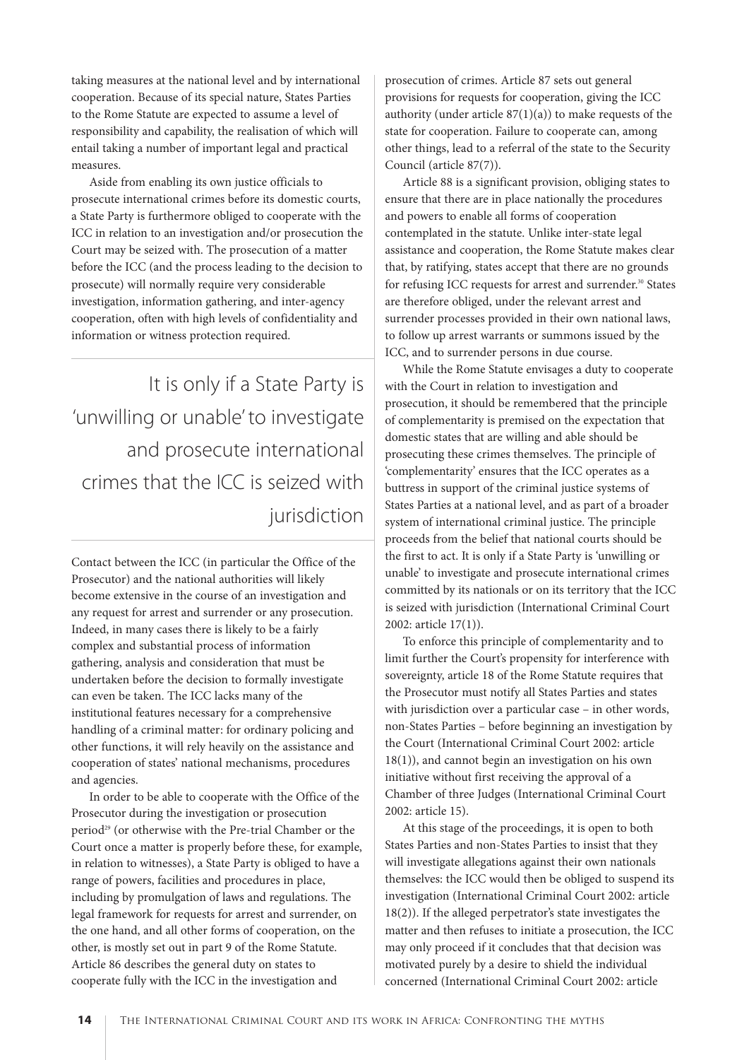taking measures at the national level and by international cooperation. Because of its special nature, States Parties to the Rome Statute are expected to assume a level of responsibility and capability, the realisation of which will entail taking a number of important legal and practical measures.

Aside from enabling its own justice officials to prosecute international crimes before its domestic courts, a State Party is furthermore obliged to cooperate with the ICC in relation to an investigation and/or prosecution the Court may be seized with. The prosecution of a matter before the ICC (and the process leading to the decision to prosecute) will normally require very considerable investigation, information gathering, and inter-agency cooperation, often with high levels of confidentiality and information or witness protection required.

> It is only if a State Party is 'unwilling or unable' to investigate and prosecute international crimes that the ICC is seized with jurisdiction

Contact between the ICC (in particular the Office of the Prosecutor) and the national authorities will likely become extensive in the course of an investigation and any request for arrest and surrender or any prosecution. Indeed, in many cases there is likely to be a fairly complex and substantial process of information gathering, analysis and consideration that must be undertaken before the decision to formally investigate can even be taken. The ICC lacks many of the institutional features necessary for a comprehensive handling of a criminal matter: for ordinary policing and other functions, it will rely heavily on the assistance and cooperation of states' national mechanisms, procedures and agencies.

In order to be able to cooperate with the Office of the Prosecutor during the investigation or prosecution period[29] (or otherwise with the Pre-trial Chamber or the Court once a matter is properly before these, for example, in relation to witnesses), a State Party is obliged to have a range of powers, facilities and procedures in place, including by promulgation of laws and regulations. The legal framework for requests for arrest and surrender, on the one hand, and all other forms of cooperation, on the other, is mostly set out in part 9 of the Rome Statute. Article 86 describes the general duty on states to cooperate fully with the ICC in the investigation and prosecution of crimes. Article 87 sets out general provisions for requests for cooperation, giving the ICC authority (under article 87(1)(a)) to make requests of the state for cooperation. Failure to cooperate can, among other things, lead to a referral of the state to the Security Council (article 87(7)).

Article 88 is a significant provision, obliging states to ensure that there are in place nationally the procedures and powers to enable all forms of cooperation contemplated in the statute. Unlike inter-state legal assistance and cooperation, the Rome Statute makes clear that, by ratifying, states accept that there are no grounds for refusing ICC requests for arrest and surrender.[30] States are therefore obliged, under the relevant arrest and surrender processes provided in their own national laws, to follow up arrest warrants or summons issued by the ICC, and to surrender persons in due course.

While the Rome Statute envisages a duty to cooperate with the Court in relation to investigation and prosecution, it should be remembered that the principle of complementarity is premised on the expectation that domestic states that are willing and able should be prosecuting these crimes themselves. The principle of 'complementarity' ensures that the ICC operates as a buttress in support of the criminal justice systems of States Parties at a national level, and as part of a broader system of international criminal justice. The principle proceeds from the belief that national courts should be the first to act. It is only if a State Party is 'unwilling or unable' to investigate and prosecute international crimes committed by its nationals or on its territory that the ICC is seized with jurisdiction (International Criminal Court 2002: article 17(1)).

To enforce this principle of complementarity and to limit further the Court's propensity for interference with sovereignty, article 18 of the Rome Statute requires that the Prosecutor must notify all States Parties and states with jurisdiction over a particular case – in other words, non-States Parties – before beginning an investigation by the Court (International Criminal Court 2002: article 18(1)), and cannot begin an investigation on his own initiative without first receiving the approval of a Chamber of three Judges (International Criminal Court 2002: article 15).

At this stage of the proceedings, it is open to both States Parties and non-States Parties to insist that they will investigate allegations against their own nationals themselves: the ICC would then be obliged to suspend its investigation (International Criminal Court 2002: article 18(2)). If the alleged perpetrator's state investigates the matter and then refuses to initiate a prosecution, the ICC may only proceed if it concludes that that decision was motivated purely by a desire to shield the individual concerned (International Criminal Court 2002: article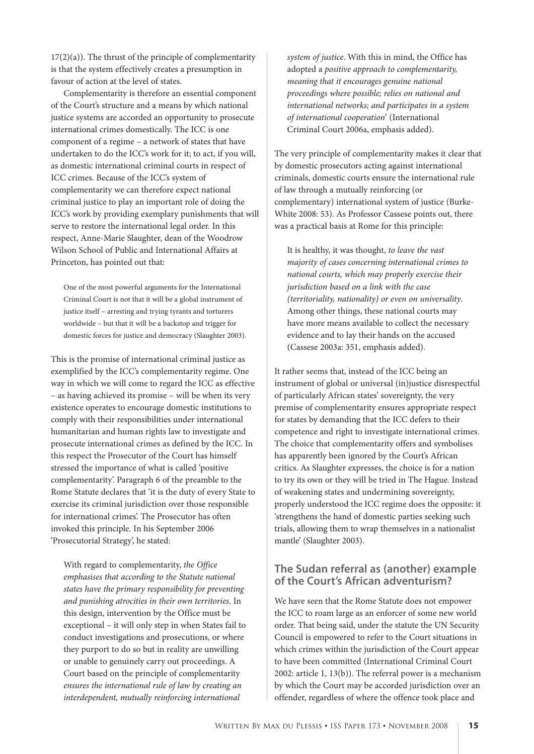17(2)(a)). The thrust of the principle of complementarity is that the system effectively creates a presumption in favour of action at the level of states.

Complementarity is therefore an essential component of the Court's structure and a means by which national justice systems are accorded an opportunity to prosecute international crimes domestically. The ICC is one component of a regime – a network of states that have undertaken to do the ICC's work for it; to act, if you will, as domestic international criminal courts in respect of ICC crimes. Because of the ICC's system of complementarity we can therefore expect national criminal justice to play an important role of doing the ICC's work by providing exemplary punishments that will serve to restore the international legal order. In this respect, Anne-Marie Slaughter, dean of the Woodrow Wilson School of Public and International Affairs at Princeton, has pointed out that:

> One of the most powerful arguments for the International Criminal Court is not that it will be a global instrument of justice itself – arresting and trying tyrants and torturers worldwide – but that it will be a backstop and trigger for domestic forces for justice and democracy (Slaughter 2003).

This is the promise of international criminal justice as exemplified by the ICC's complementarity regime. One way in which we will come to regard the ICC as effective – as having achieved its promise – will be when its very existence operates to encourage domestic institutions to comply with their responsibilities under international humanitarian and human rights law to investigate and prosecute international crimes as defined by the ICC. In this respect the Prosecutor of the Court has himself stressed the importance of what is called 'positive complementarity'. Paragraph 6 of the preamble to the Rome Statute declares that 'it is the duty of every State to exercise its criminal jurisdiction over those responsible for international crimes'. The Prosecutor has often invoked this principle. In his September 2006 'Prosecutorial Strategy', he stated:

> With regard to complementarity, *the Office emphasises that according to the Statute national states have the primary responsibility for preventing and punishing atrocities in their own territories*. In this design, intervention by the Office must be exceptional – it will only step in when States fail to conduct investigations and prosecutions, or where they purport to do so but in reality are unwilling or unable to genuinely carry out proceedings. A Court based on the principle of complementarity *ensures the international rule of law by creating an interdependent, mutually reinforcing international system of justice*. With this in mind, the Office has adopted a *positive approach to complementarity, meaning that it encourages genuine national proceedings where possible; relies on national and international networks; and participates in a system of international cooperation*' (International Criminal Court 2006a, emphasis added).

The very principle of complementarity makes it clear that by domestic prosecutors acting against international criminals, domestic courts ensure the international rule of law through a mutually reinforcing (or complementary) international system of justice (Burke-White 2008: 53). As Professor Cassese points out, there was a practical basis at Rome for this principle:

> It is healthy, it was thought, *to leave the vast majority of cases concerning international crimes to national courts, which may properly exercise their jurisdiction based on a link with the case (territoriality, nationality) or even on universality*. Among other things, these national courts may have more means available to collect the necessary evidence and to lay their hands on the accused (Cassese 2003a: 351, emphasis added).

It rather seems that, instead of the ICC being an instrument of global or universal (in)justice disrespectful of particularly African states' sovereignty, the very premise of complementarity ensures appropriate respect for states by demanding that the ICC defers to their competence and right to investigate international crimes. The choice that complementarity offers and symbolises has apparently been ignored by the Court's African critics. As Slaughter expresses, the choice is for a nation to try its own or they will be tried in The Hague. Instead of weakening states and undermining sovereignty, properly understood the ICC regime does the opposite: it 'strengthens the hand of domestic parties seeking such trials, allowing them to wrap themselves in a nationalist mantle' (Slaughter 2003).

## The Sudan referral as (another) example of the Court's African adventurism?

We have seen that the Rome Statute does not empower the ICC to roam large as an enforcer of some new world order. That being said, under the statute the UN Security Council is empowered to refer to the Court situations in which crimes within the jurisdiction of the Court appear to have been committed (International Criminal Court 2002: article 1, 13(b)). The referral power is a mechanism by which the Court may be accorded jurisdiction over an offender, regardless of where the offence took place and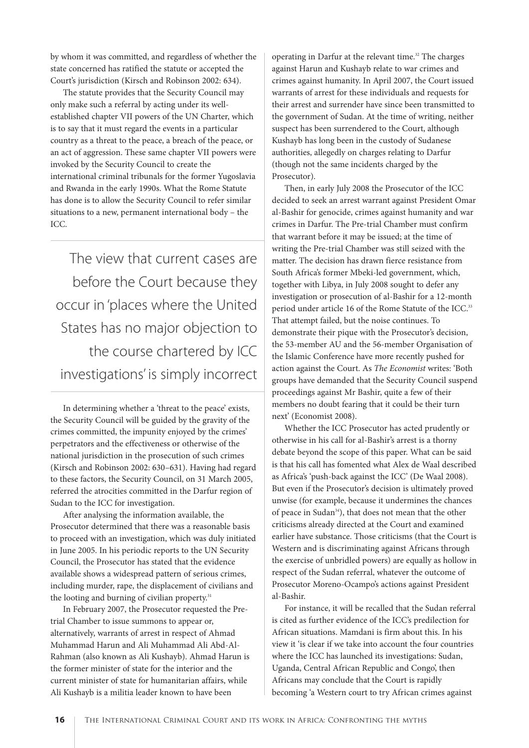by whom it was committed, and regardless of whether the state concerned has ratified the statute or accepted the Court's jurisdiction (Kirsch and Robinson 2002: 634).

The statute provides that the Security Council may only make such a referral by acting under its well-established chapter VII powers of the UN Charter, which is to say that it must regard the events in a particular country as a threat to the peace, a breach of the peace, or an act of aggression. These same chapter VII powers were invoked by the Security Council to create the international criminal tribunals for the former Yugoslavia and Rwanda in the early 1990s. What the Rome Statute has done is to allow the Security Council to refer similar situations to a new, permanent international body – the ICC.

> The view that current cases are before the Court because they occur in 'places where the United States has no major objection to the course chartered by ICC investigations' is simply incorrect

In determining whether a 'threat to the peace' exists, the Security Council will be guided by the gravity of the crimes committed, the impunity enjoyed by the crimes' perpetrators and the effectiveness or otherwise of the national jurisdiction in the prosecution of such crimes (Kirsch and Robinson 2002: 630–631). Having had regard to these factors, the Security Council, on 31 March 2005, referred the atrocities committed in the Darfur region of Sudan to the ICC for investigation.

After analysing the information available, the Prosecutor determined that there was a reasonable basis to proceed with an investigation, which was duly initiated in June 2005. In his periodic reports to the UN Security Council, the Prosecutor has stated that the evidence available shows a widespread pattern of serious crimes, including murder, rape, the displacement of civilians and the looting and burning of civilian property.[31]

In February 2007, the Prosecutor requested the Pre-trial Chamber to issue summons to appear or, alternatively, warrants of arrest in respect of Ahmad Muhammad Harun and Ali Muhammad Ali Abd-Al-Rahman (also known as Ali Kushayb). Ahmad Harun is the former minister of state for the interior and the current minister of state for humanitarian affairs, while Ali Kushayb is a militia leader known to have been operating in Darfur at the relevant time.[32] The charges against Harun and Kushayb relate to war crimes and crimes against humanity. In April 2007, the Court issued warrants of arrest for these individuals and requests for their arrest and surrender have since been transmitted to the government of Sudan. At the time of writing, neither suspect has been surrendered to the Court, although Kushayb has long been in the custody of Sudanese authorities, allegedly on charges relating to Darfur (though not the same incidents charged by the Prosecutor).

Then, in early July 2008 the Prosecutor of the ICC decided to seek an arrest warrant against President Omar al-Bashir for genocide, crimes against humanity and war crimes in Darfur. The Pre-trial Chamber must confirm that warrant before it may be issued; at the time of writing the Pre-trial Chamber was still seized with the matter. The decision has drawn fierce resistance from South Africa's former Mbeki-led government, which, together with Libya, in July 2008 sought to defer any investigation or prosecution of al-Bashir for a 12-month period under article 16 of the Rome Statute of the ICC.[33] That attempt failed, but the noise continues. To demonstrate their pique with the Prosecutor's decision, the 53-member AU and the 56-member Organisation of the Islamic Conference have more recently pushed for action against the Court. As *The Economist* writes: 'Both groups have demanded that the Security Council suspend proceedings against Mr Bashir, quite a few of their members no doubt fearing that it could be their turn next' (Economist 2008).

Whether the ICC Prosecutor has acted prudently or otherwise in his call for al-Bashir's arrest is a thorny debate beyond the scope of this paper. What can be said is that his call has fomented what Alex de Waal described as Africa's 'push-back against the ICC' (De Waal 2008). But even if the Prosecutor's decision is ultimately proved unwise (for example, because it undermines the chances of peace in Sudan[34]), that does not mean that the other criticisms already directed at the Court and examined earlier have substance. Those criticisms (that the Court is Western and is discriminating against Africans through the exercise of unbridled powers) are equally as hollow in respect of the Sudan referral, whatever the outcome of Prosecutor Moreno-Ocampo's actions against President al-Bashir.

For instance, it will be recalled that the Sudan referral is cited as further evidence of the ICC's predilection for African situations. Mamdani is firm about this. In his view it 'is clear if we take into account the four countries where the ICC has launched its investigations: Sudan, Uganda, Central African Republic and Congo', then Africans may conclude that the Court is rapidly becoming 'a Western court to try African crimes against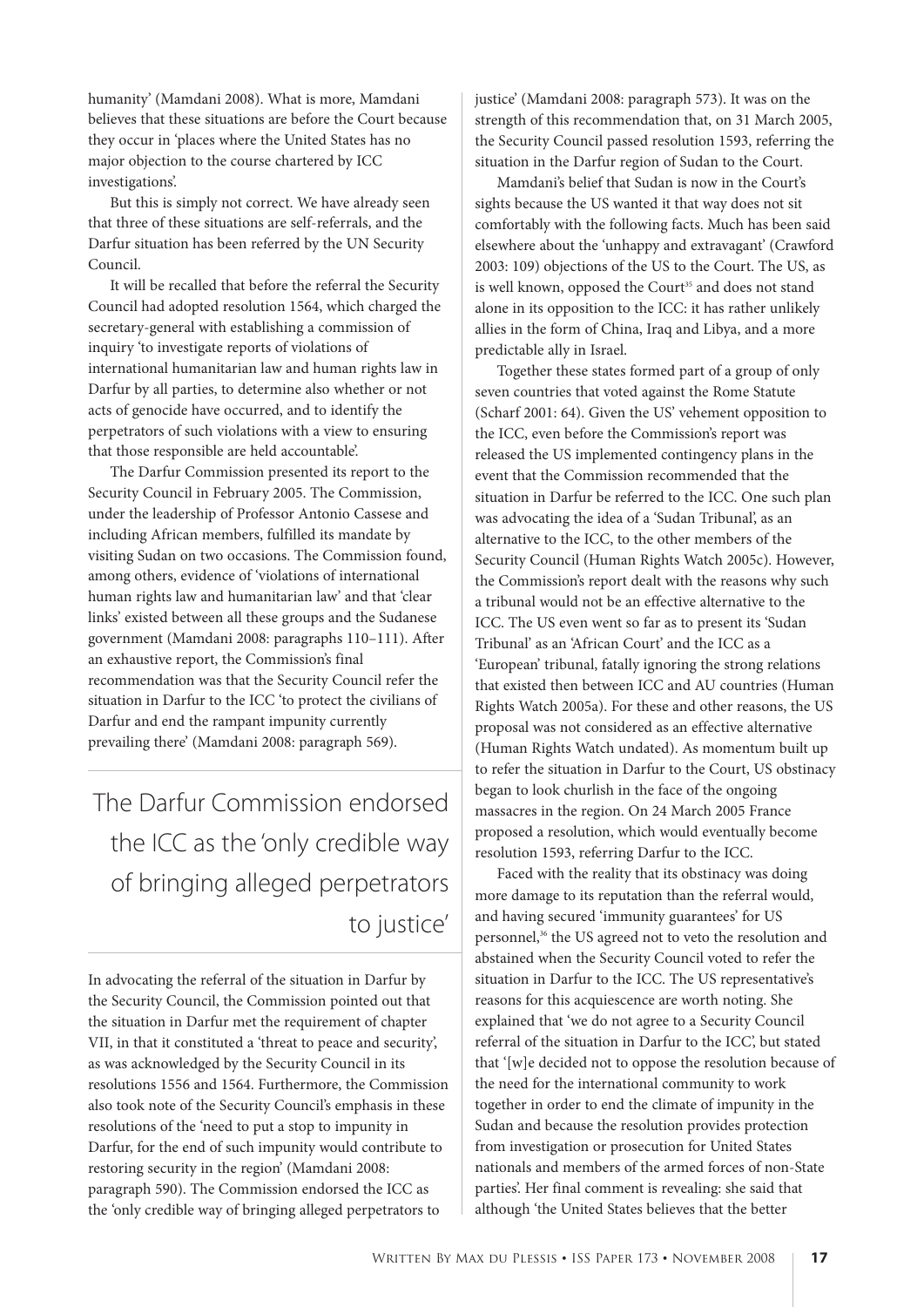humanity' (Mamdani 2008). What is more, Mamdani believes that these situations are before the Court because they occur in 'places where the United States has no major objection to the course chartered by ICC investigations'.

But this is simply not correct. We have already seen that three of these situations are self-referrals, and the Darfur situation has been referred by the UN Security Council.

It will be recalled that before the referral the Security Council had adopted resolution 1564, which charged the secretary-general with establishing a commission of inquiry 'to investigate reports of violations of international humanitarian law and human rights law in Darfur by all parties, to determine also whether or not acts of genocide have occurred, and to identify the perpetrators of such violations with a view to ensuring that those responsible are held accountable'.

The Darfur Commission presented its report to the Security Council in February 2005. The Commission, under the leadership of Professor Antonio Cassese and including African members, fulfilled its mandate by visiting Sudan on two occasions. The Commission found, among others, evidence of 'violations of international human rights law and humanitarian law' and that 'clear links' existed between all these groups and the Sudanese government (Mamdani 2008: paragraphs 110–111). After an exhaustive report, the Commission's final recommendation was that the Security Council refer the situation in Darfur to the ICC 'to protect the civilians of Darfur and end the rampant impunity currently prevailing there' (Mamdani 2008: paragraph 569).

> The Darfur Commission endorsed the ICC as the 'only credible way of bringing alleged perpetrators to justice'

In advocating the referral of the situation in Darfur by the Security Council, the Commission pointed out that the situation in Darfur met the requirement of chapter VII, in that it constituted a 'threat to peace and security', as was acknowledged by the Security Council in its resolutions 1556 and 1564. Furthermore, the Commission also took note of the Security Council's emphasis in these resolutions of the 'need to put a stop to impunity in Darfur, for the end of such impunity would contribute to restoring security in the region' (Mamdani 2008: paragraph 590). The Commission endorsed the ICC as the 'only credible way of bringing alleged perpetrators to justice' (Mamdani 2008: paragraph 573). It was on the strength of this recommendation that, on 31 March 2005, the Security Council passed resolution 1593, referring the situation in the Darfur region of Sudan to the Court.

Mamdani's belief that Sudan is now in the Court's sights because the US wanted it that way does not sit comfortably with the following facts. Much has been said elsewhere about the 'unhappy and extravagant' (Crawford 2003: 109) objections of the US to the Court. The US, as is well known, opposed the Court[35] and does not stand alone in its opposition to the ICC: it has rather unlikely allies in the form of China, Iraq and Libya, and a more predictable ally in Israel.

Together these states formed part of a group of only seven countries that voted against the Rome Statute (Scharf 2001: 64). Given the US' vehement opposition to the ICC, even before the Commission's report was released the US implemented contingency plans in the event that the Commission recommended that the situation in Darfur be referred to the ICC. One such plan was advocating the idea of a 'Sudan Tribunal', as an alternative to the ICC, to the other members of the Security Council (Human Rights Watch 2005c). However, the Commission's report dealt with the reasons why such a tribunal would not be an effective alternative to the ICC. The US even went so far as to present its 'Sudan Tribunal' as an 'African Court' and the ICC as a 'European' tribunal, fatally ignoring the strong relations that existed then between ICC and AU countries (Human Rights Watch 2005a). For these and other reasons, the US proposal was not considered as an effective alternative (Human Rights Watch undated). As momentum built up to refer the situation in Darfur to the Court, US obstinacy began to look churlish in the face of the ongoing massacres in the region. On 24 March 2005 France proposed a resolution, which would eventually become resolution 1593, referring Darfur to the ICC.

Faced with the reality that its obstinacy was doing more damage to its reputation than the referral would, and having secured 'immunity guarantees' for US personnel,[36] the US agreed not to veto the resolution and abstained when the Security Council voted to refer the situation in Darfur to the ICC. The US representative's reasons for this acquiescence are worth noting. She explained that 'we do not agree to a Security Council referral of the situation in Darfur to the ICC', but stated that '[w]e decided not to oppose the resolution because of the need for the international community to work together in order to end the climate of impunity in the Sudan and because the resolution provides protection from investigation or prosecution for United States nationals and members of the armed forces of non-State parties'. Her final comment is revealing: she said that although 'the United States believes that the better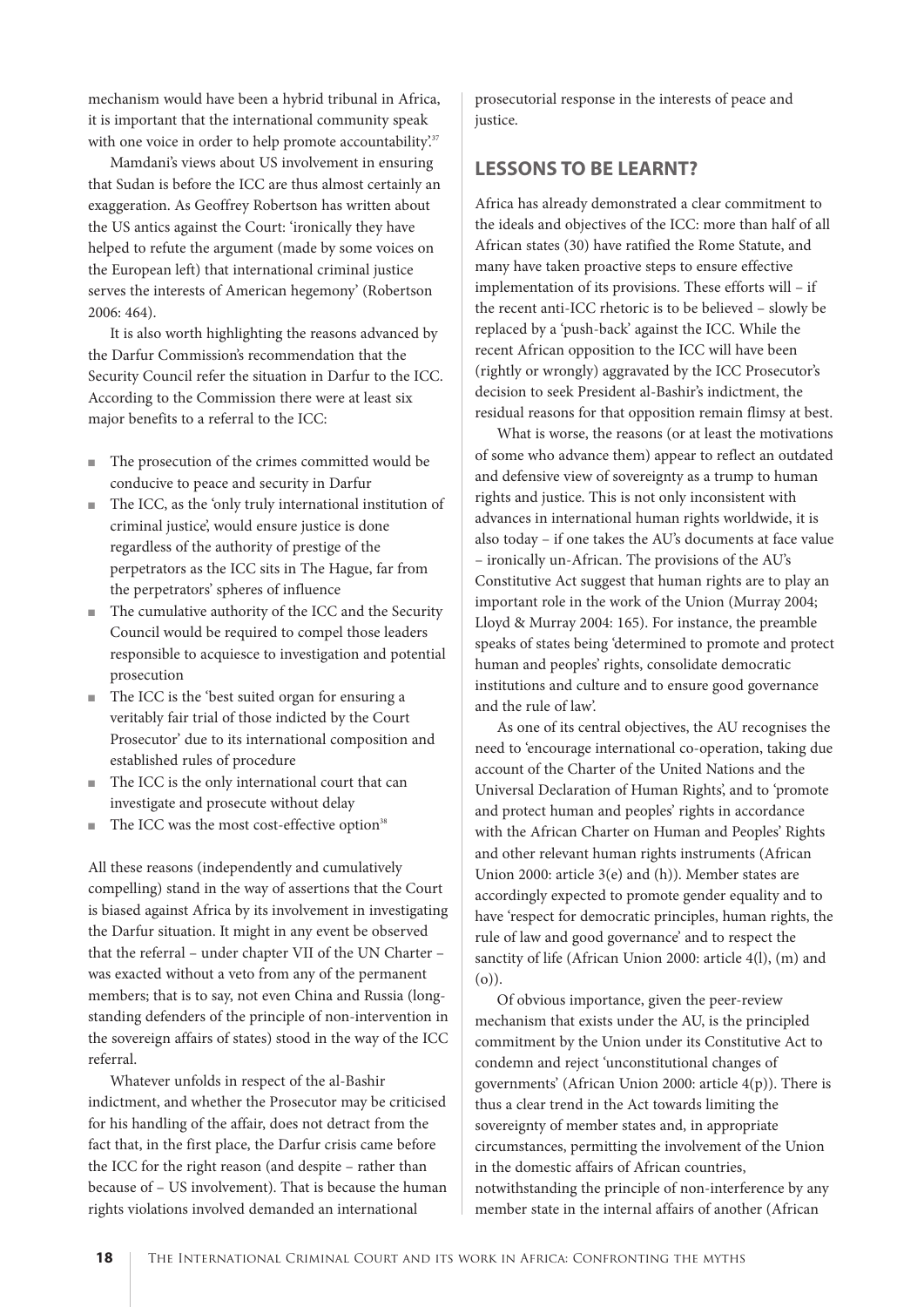mechanism would have been a hybrid tribunal in Africa, it is important that the international community speak with one voice in order to help promote accountability'.[37]

Mamdani's views about US involvement in ensuring that Sudan is before the ICC are thus almost certainly an exaggeration. As Geoffrey Robertson has written about the US antics against the Court: 'ironically they have helped to refute the argument (made by some voices on the European left) that international criminal justice serves the interests of American hegemony' (Robertson 2006: 464).

It is also worth highlighting the reasons advanced by the Darfur Commission's recommendation that the Security Council refer the situation in Darfur to the ICC. According to the Commission there were at least six major benefits to a referral to the ICC:

- The prosecution of the crimes committed would be conducive to peace and security in Darfur
- The ICC, as the 'only truly international institution of criminal justice', would ensure justice is done regardless of the authority of prestige of the perpetrators as the ICC sits in The Hague, far from the perpetrators' spheres of influence
- The cumulative authority of the ICC and the Security Council would be required to compel those leaders responsible to acquiesce to investigation and potential prosecution
- The ICC is the 'best suited organ for ensuring a veritably fair trial of those indicted by the Court Prosecutor' due to its international composition and established rules of procedure
- The ICC is the only international court that can investigate and prosecute without delay
- The ICC was the most cost-effective option[38]

All these reasons (independently and cumulatively compelling) stand in the way of assertions that the Court is biased against Africa by its involvement in investigating the Darfur situation. It might in any event be observed that the referral – under chapter VII of the UN Charter – was exacted without a veto from any of the permanent members; that is to say, not even China and Russia (long-standing defenders of the principle of non-intervention in the sovereign affairs of states) stood in the way of the ICC referral.

Whatever unfolds in respect of the al-Bashir indictment, and whether the Prosecutor may be criticised for his handling of the affair, does not detract from the fact that, in the first place, the Darfur crisis came before the ICC for the right reason (and despite – rather than because of – US involvement). That is because the human rights violations involved demanded an international prosecutorial response in the interests of peace and justice.

## LESSONS TO BE LEARNT?

Africa has already demonstrated a clear commitment to the ideals and objectives of the ICC: more than half of all African states (30) have ratified the Rome Statute, and many have taken proactive steps to ensure effective implementation of its provisions. These efforts will – if the recent anti-ICC rhetoric is to be believed – slowly be replaced by a 'push-back' against the ICC. While the recent African opposition to the ICC will have been (rightly or wrongly) aggravated by the ICC Prosecutor's decision to seek President al-Bashir's indictment, the residual reasons for that opposition remain flimsy at best.

What is worse, the reasons (or at least the motivations of some who advance them) appear to reflect an outdated and defensive view of sovereignty as a trump to human rights and justice. This is not only inconsistent with advances in international human rights worldwide, it is also today – if one takes the AU's documents at face value – ironically un-African. The provisions of the AU's Constitutive Act suggest that human rights are to play an important role in the work of the Union (Murray 2004; Lloyd & Murray 2004: 165). For instance, the preamble speaks of states being 'determined to promote and protect human and peoples' rights, consolidate democratic institutions and culture and to ensure good governance and the rule of law'.

As one of its central objectives, the AU recognises the need to 'encourage international co-operation, taking due account of the Charter of the United Nations and the Universal Declaration of Human Rights', and to 'promote and protect human and peoples' rights in accordance with the African Charter on Human and Peoples' Rights and other relevant human rights instruments (African Union 2000: article 3(e) and (h)). Member states are accordingly expected to promote gender equality and to have 'respect for democratic principles, human rights, the rule of law and good governance' and to respect the sanctity of life (African Union 2000: article 4(l), (m) and (o)).

Of obvious importance, given the peer-review mechanism that exists under the AU, is the principled commitment by the Union under its Constitutive Act to condemn and reject 'unconstitutional changes of governments' (African Union 2000: article 4(p)). There is thus a clear trend in the Act towards limiting the sovereignty of member states and, in appropriate circumstances, permitting the involvement of the Union in the domestic affairs of African countries, notwithstanding the principle of non-interference by any member state in the internal affairs of another (African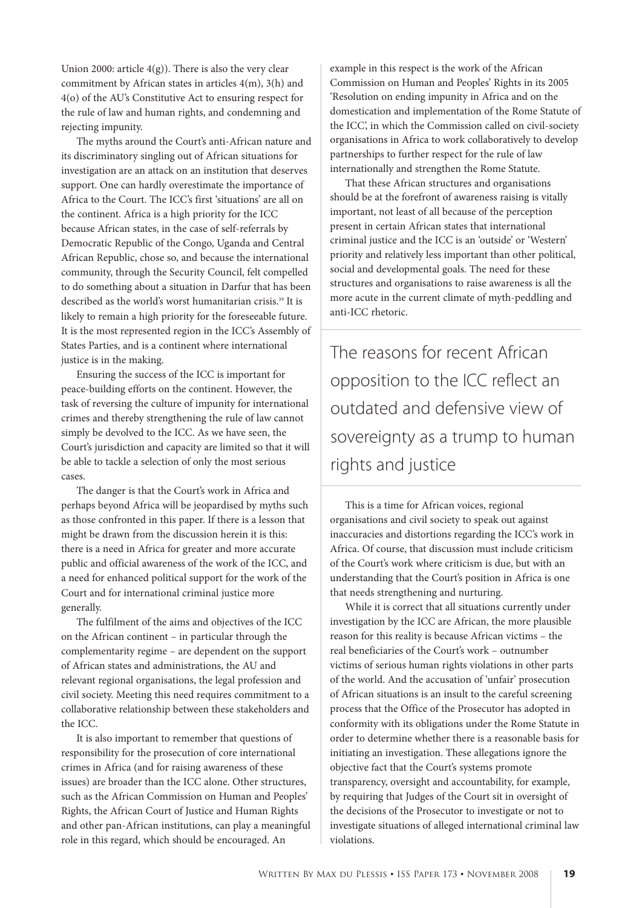Union 2000: article 4(g)). There is also the very clear commitment by African states in articles 4(m), 3(h) and 4(o) of the AU's Constitutive Act to ensuring respect for the rule of law and human rights, and condemning and rejecting impunity.

The myths around the Court's anti-African nature and its discriminatory singling out of African situations for investigation are an attack on an institution that deserves support. One can hardly overestimate the importance of Africa to the Court. The ICC's first 'situations' are all on the continent. Africa is a high priority for the ICC because African states, in the case of self-referrals by Democratic Republic of the Congo, Uganda and Central African Republic, chose so, and because the international community, through the Security Council, felt compelled to do something about a situation in Darfur that has been described as the world's worst humanitarian crisis.[39] It is likely to remain a high priority for the foreseeable future. It is the most represented region in the ICC's Assembly of States Parties, and is a continent where international justice is in the making.

Ensuring the success of the ICC is important for peace-building efforts on the continent. However, the task of reversing the culture of impunity for international crimes and thereby strengthening the rule of law cannot simply be devolved to the ICC. As we have seen, the Court's jurisdiction and capacity are limited so that it will be able to tackle a selection of only the most serious cases.

The danger is that the Court's work in Africa and perhaps beyond Africa will be jeopardised by myths such as those confronted in this paper. If there is a lesson that might be drawn from the discussion herein it is this: there is a need in Africa for greater and more accurate public and official awareness of the work of the ICC, and a need for enhanced political support for the work of the Court and for international criminal justice more generally.

The fulfilment of the aims and objectives of the ICC on the African continent – in particular through the complementarity regime – are dependent on the support of African states and administrations, the AU and relevant regional organisations, the legal profession and civil society. Meeting this need requires commitment to a collaborative relationship between these stakeholders and the ICC.

It is also important to remember that questions of responsibility for the prosecution of core international crimes in Africa (and for raising awareness of these issues) are broader than the ICC alone. Other structures, such as the African Commission on Human and Peoples' Rights, the African Court of Justice and Human Rights and other pan-African institutions, can play a meaningful role in this regard, which should be encouraged. An example in this respect is the work of the African Commission on Human and Peoples' Rights in its 2005 'Resolution on ending impunity in Africa and on the domestication and implementation of the Rome Statute of the ICC', in which the Commission called on civil-society organisations in Africa to work collaboratively to develop partnerships to further respect for the rule of law internationally and strengthen the Rome Statute.

That these African structures and organisations should be at the forefront of awareness raising is vitally important, not least of all because of the perception present in certain African states that international criminal justice and the ICC is an 'outside' or 'Western' priority and relatively less important than other political, social and developmental goals. The need for these structures and organisations to raise awareness is all the more acute in the current climate of myth-peddling and anti-ICC rhetoric.

> The reasons for recent African opposition to the ICC reflect an outdated and defensive view of sovereignty as a trump to human rights and justice

This is a time for African voices, regional organisations and civil society to speak out against inaccuracies and distortions regarding the ICC's work in Africa. Of course, that discussion must include criticism of the Court's work where criticism is due, but with an understanding that the Court's position in Africa is one that needs strengthening and nurturing.

While it is correct that all situations currently under investigation by the ICC are African, the more plausible reason for this reality is because African victims – the real beneficiaries of the Court's work – outnumber victims of serious human rights violations in other parts of the world. And the accusation of 'unfair' prosecution of African situations is an insult to the careful screening process that the Office of the Prosecutor has adopted in conformity with its obligations under the Rome Statute in order to determine whether there is a reasonable basis for initiating an investigation. These allegations ignore the objective fact that the Court's systems promote transparency, oversight and accountability, for example, by requiring that Judges of the Court sit in oversight of the decisions of the Prosecutor to investigate or not to investigate situations of alleged international criminal law violations.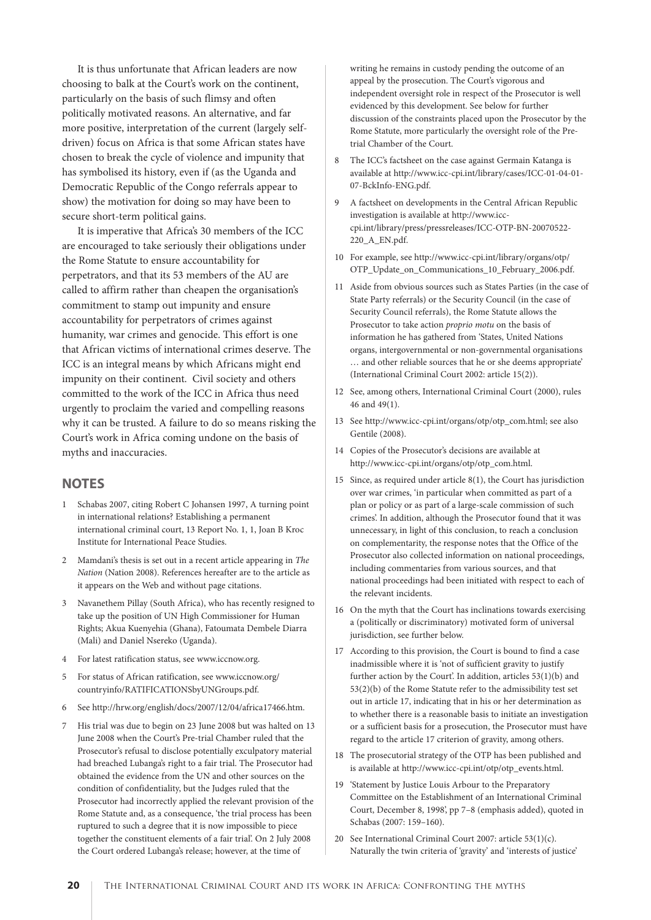It is thus unfortunate that African leaders are now choosing to balk at the Court's work on the continent, particularly on the basis of such flimsy and often politically motivated reasons. An alternative, and far more positive, interpretation of the current (largely self-driven) focus on Africa is that some African states have chosen to break the cycle of violence and impunity that has symbolised its history, even if (as the Uganda and Democratic Republic of the Congo referrals appear to show) the motivation for doing so may have been to secure short-term political gains.

It is imperative that Africa's 30 members of the ICC are encouraged to take seriously their obligations under the Rome Statute to ensure accountability for perpetrators, and that its 53 members of the AU are called to affirm rather than cheapen the organisation's commitment to stamp out impunity and ensure accountability for perpetrators of crimes against humanity, war crimes and genocide. This effort is one that African victims of international crimes deserve. The ICC is an integral means by which Africans might end impunity on their continent. Civil society and others committed to the work of the ICC in Africa thus need urgently to proclaim the varied and compelling reasons why it can be trusted. A failure to do so means risking the Court's work in Africa coming undone on the basis of myths and inaccuracies.

## NOTES

1. Schabas 2007, citing Robert C Johansen 1997, A turning point in international relations? Establishing a permanent international criminal court, 13 Report No. 1, 1, Joan B Kroc Institute for International Peace Studies.
2. Mamdani's thesis is set out in a recent article appearing in *The Nation* (Nation 2008). References hereafter are to the article as it appears on the Web and without page citations.
3. Navanethem Pillay (South Africa), who has recently resigned to take up the position of UN High Commissioner for Human Rights; Akua Kuenyehia (Ghana), Fatoumata Dembele Diarra (Mali) and Daniel Nsereko (Uganda).
4. For latest ratification status, see www.iccnow.org.
5. For status of African ratification, see www.iccnow.org/countryinfo/RATIFICATIONSbyUNGroups.pdf.
6. See http://hrw.org/english/docs/2007/12/04/africa17466.htm.
7. His trial was due to begin on 23 June 2008 but was halted on 13 June 2008 when the Court's Pre-trial Chamber ruled that the Prosecutor's refusal to disclose potentially exculpatory material had breached Lubanga's right to a fair trial. The Prosecutor had obtained the evidence from the UN and other sources on the condition of confidentiality, but the Judges ruled that the Prosecutor had incorrectly applied the relevant provision of the Rome Statute and, as a consequence, 'the trial process has been ruptured to such a degree that it is now impossible to piece together the constituent elements of a fair trial'. On 2 July 2008 the Court ordered Lubanga's release; however, at the time of writing he remains in custody pending the outcome of an appeal by the prosecution. The Court's vigorous and independent oversight role in respect of the Prosecutor is well evidenced by this development. See below for further discussion of the constraints placed upon the Prosecutor by the Rome Statute, more particularly the oversight role of the Pre-trial Chamber of the Court.
8. The ICC's factsheet on the case against Germain Katanga is available at http://www.icc-cpi.int/library/cases/ICC-01-04-01-07-BckInfo-ENG.pdf.
9. A factsheet on developments in the Central African Republic investigation is available at http://www.icc-cpi.int/library/press/pressreleases/ICC-OTP-BN-20070522-220_A_EN.pdf.
10. For example, see http://www.icc-cpi.int/library/organs/otp/OTP_Update_on_Communications_10_February_2006.pdf.
11. Aside from obvious sources such as States Parties (in the case of State Party referrals) or the Security Council (in the case of Security Council referrals), the Rome Statute allows the Prosecutor to take action *proprio motu* on the basis of information he has gathered from 'States, United Nations organs, intergovernmental or non-governmental organisations … and other reliable sources that he or she deems appropriate' (International Criminal Court 2002: article 15(2)).
12. See, among others, International Criminal Court (2000), rules 46 and 49(1).
13. See http://www.icc-cpi.int/organs/otp/otp_com.html; see also Gentile (2008).
14. Copies of the Prosecutor's decisions are available at http://www.icc-cpi.int/organs/otp/otp_com.html.
15. Since, as required under article 8(1), the Court has jurisdiction over war crimes, 'in particular when committed as part of a plan or policy or as part of a large-scale commission of such crimes'. In addition, although the Prosecutor found that it was unnecessary, in light of this conclusion, to reach a conclusion on complementarity, the response notes that the Office of the Prosecutor also collected information on national proceedings, including commentaries from various sources, and that national proceedings had been initiated with respect to each of the relevant incidents.
16. On the myth that the Court has inclinations towards exercising a (politically or discriminatory) motivated form of universal jurisdiction, see further below.
17. According to this provision, the Court is bound to find a case inadmissible where it is 'not of sufficient gravity to justify further action by the Court'. In addition, articles 53(1)(b) and 53(2)(b) of the Rome Statute refer to the admissibility test set out in article 17, indicating that in his or her determination as to whether there is a reasonable basis to initiate an investigation or a sufficient basis for a prosecution, the Prosecutor must have regard to the article 17 criterion of gravity, among others.
18. The prosecutorial strategy of the OTP has been published and is available at http://www.icc-cpi.int/otp/otp_events.html.
19. 'Statement by Justice Louis Arbour to the Preparatory Committee on the Establishment of an International Criminal Court, December 8, 1998', pp 7–8 (emphasis added), quoted in Schabas (2007: 159–160).
20. See International Criminal Court 2007: article 53(1)(c). Naturally the twin criteria of 'gravity' and 'interests of justice'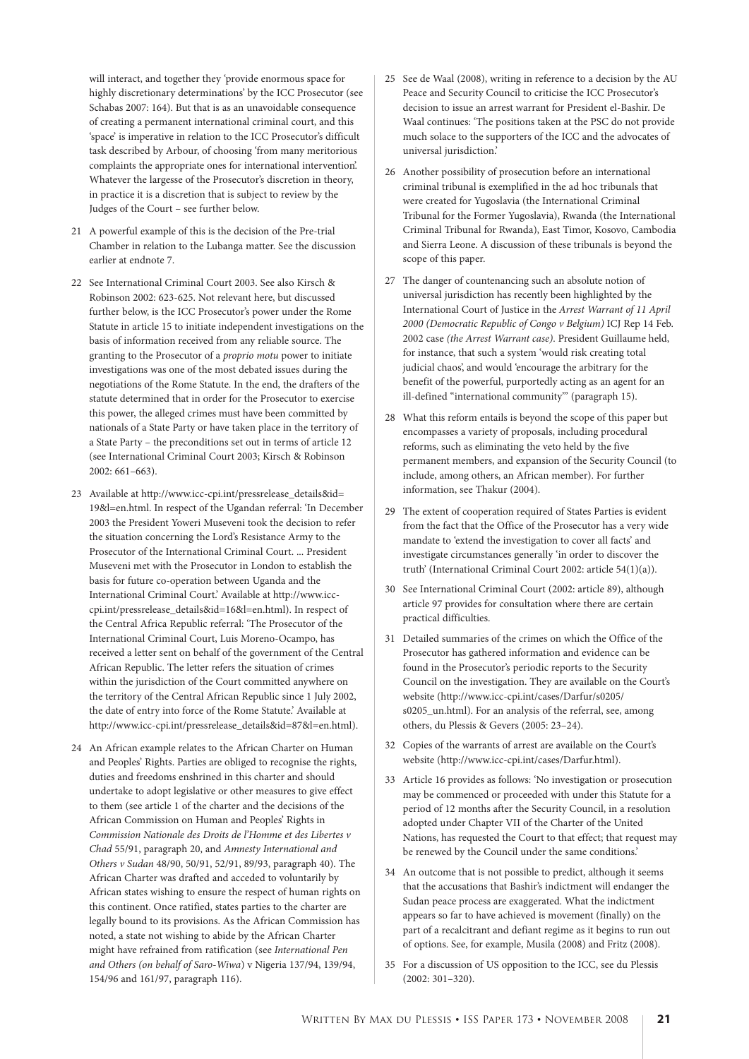will interact, and together they 'provide enormous space for highly discretionary determinations' by the ICC Prosecutor (see Schabas 2007: 164). But that is as an unavoidable consequence of creating a permanent international criminal court, and this 'space' is imperative in relation to the ICC Prosecutor's difficult task described by Arbour, of choosing 'from many meritorious complaints the appropriate ones for international intervention'. Whatever the largesse of the Prosecutor's discretion in theory, in practice it is a discretion that is subject to review by the Judges of the Court – see further below.

21 A powerful example of this is the decision of the Pre-trial Chamber in relation to the Lubanga matter. See the discussion earlier at endnote 7.

22 See International Criminal Court 2003. See also Kirsch & Robinson 2002: 623-625. Not relevant here, but discussed further below, is the ICC Prosecutor's power under the Rome Statute in article 15 to initiate independent investigations on the basis of information received from any reliable source. The granting to the Prosecutor of a *proprio motu* power to initiate investigations was one of the most debated issues during the negotiations of the Rome Statute. In the end, the drafters of the statute determined that in order for the Prosecutor to exercise this power, the alleged crimes must have been committed by nationals of a State Party or have taken place in the territory of a State Party – the preconditions set out in terms of article 12 (see International Criminal Court 2003; Kirsch & Robinson 2002: 661–663).

23 Available at http://www.icc-cpi.int/pressrelease_details&id=19&l=en.html. In respect of the Ugandan referral: 'In December 2003 the President Yoweri Museveni took the decision to refer the situation concerning the Lord's Resistance Army to the Prosecutor of the International Criminal Court. ... President Museveni met with the Prosecutor in London to establish the basis for future co-operation between Uganda and the International Criminal Court.' Available at http://www.icc-cpi.int/pressrelease_details&id=16&l=en.html). In respect of the Central Africa Republic referral: 'The Prosecutor of the International Criminal Court, Luis Moreno-Ocampo, has received a letter sent on behalf of the government of the Central African Republic. The letter refers the situation of crimes within the jurisdiction of the Court committed anywhere on the territory of the Central African Republic since 1 July 2002, the date of entry into force of the Rome Statute.' Available at http://www.icc-cpi.int/pressrelease_details&id=87&l=en.html).

24 An African example relates to the African Charter on Human and Peoples' Rights. Parties are obliged to recognise the rights, duties and freedoms enshrined in this charter and should undertake to adopt legislative or other measures to give effect to them (see article 1 of the charter and the decisions of the African Commission on Human and Peoples' Rights in *Commission Nationale des Droits de l'Homme et des Libertes v Chad* 55/91, paragraph 20, and *Amnesty International and Others v Sudan* 48/90, 50/91, 52/91, 89/93, paragraph 40). The African Charter was drafted and acceded to voluntarily by African states wishing to ensure the respect of human rights on this continent. Once ratified, states parties to the charter are legally bound to its provisions. As the African Commission has noted, a state not wishing to abide by the African Charter might have refrained from ratification (see *International Pen and Others (on behalf of Saro-Wiwa*) v Nigeria 137/94, 139/94, 154/96 and 161/97, paragraph 116).

25 See de Waal (2008), writing in reference to a decision by the AU Peace and Security Council to criticise the ICC Prosecutor's decision to issue an arrest warrant for President el-Bashir. De Waal continues: 'The positions taken at the PSC do not provide much solace to the supporters of the ICC and the advocates of universal jurisdiction.'

26 Another possibility of prosecution before an international criminal tribunal is exemplified in the ad hoc tribunals that were created for Yugoslavia (the International Criminal Tribunal for the Former Yugoslavia), Rwanda (the International Criminal Tribunal for Rwanda), East Timor, Kosovo, Cambodia and Sierra Leone. A discussion of these tribunals is beyond the scope of this paper.

27 The danger of countenancing such an absolute notion of universal jurisdiction has recently been highlighted by the International Court of Justice in the *Arrest Warrant of 11 April 2000 (Democratic Republic of Congo v Belgium)* ICJ Rep 14 Feb. 2002 case *(the Arrest Warrant case)*. President Guillaume held, for instance, that such a system 'would risk creating total judicial chaos', and would 'encourage the arbitrary for the benefit of the powerful, purportedly acting as an agent for an ill-defined "international community"' (paragraph 15).

28 What this reform entails is beyond the scope of this paper but encompasses a variety of proposals, including procedural reforms, such as eliminating the veto held by the five permanent members, and expansion of the Security Council (to include, among others, an African member). For further information, see Thakur (2004).

29 The extent of cooperation required of States Parties is evident from the fact that the Office of the Prosecutor has a very wide mandate to 'extend the investigation to cover all facts' and investigate circumstances generally 'in order to discover the truth' (International Criminal Court 2002: article 54(1)(a)).

30 See International Criminal Court (2002: article 89), although article 97 provides for consultation where there are certain practical difficulties.

31 Detailed summaries of the crimes on which the Office of the Prosecutor has gathered information and evidence can be found in the Prosecutor's periodic reports to the Security Council on the investigation. They are available on the Court's website (http://www.icc-cpi.int/cases/Darfur/s0205/s0205_un.html). For an analysis of the referral, see, among others, du Plessis & Gevers (2005: 23–24).

32 Copies of the warrants of arrest are available on the Court's website (http://www.icc-cpi.int/cases/Darfur.html).

33 Article 16 provides as follows: 'No investigation or prosecution may be commenced or proceeded with under this Statute for a period of 12 months after the Security Council, in a resolution adopted under Chapter VII of the Charter of the United Nations, has requested the Court to that effect; that request may be renewed by the Council under the same conditions.'

34 An outcome that is not possible to predict, although it seems that the accusations that Bashir's indictment will endanger the Sudan peace process are exaggerated. What the indictment appears so far to have achieved is movement (finally) on the part of a recalcitrant and defiant regime as it begins to run out of options. See, for example, Musila (2008) and Fritz (2008).

35 For a discussion of US opposition to the ICC, see du Plessis (2002: 301–320).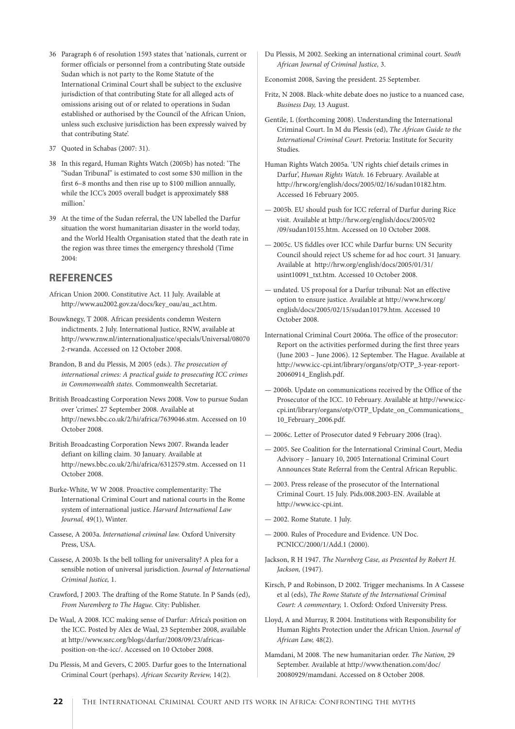36 Paragraph 6 of resolution 1593 states that 'nationals, current or former officials or personnel from a contributing State outside Sudan which is not party to the Rome Statute of the International Criminal Court shall be subject to the exclusive jurisdiction of that contributing State for all alleged acts of omissions arising out of or related to operations in Sudan established or authorised by the Council of the African Union, unless such exclusive jurisdiction has been expressly waived by that contributing State'.

37 Quoted in Schabas (2007: 31).

38 In this regard, Human Rights Watch (2005b) has noted: 'The "Sudan Tribunal" is estimated to cost some $30 million in the first 6–8 months and then rise up to $100 million annually, while the ICC's 2005 overall budget is approximately $88 million.'

39 At the time of the Sudan referral, the UN labelled the Darfur situation the worst humanitarian disaster in the world today, and the World Health Organisation stated that the death rate in the region was three times the emergency threshold (Time 2004:

## REFERENCES

African Union 2000. Constitutive Act. 11 July. Available at http://www.au2002.gov.za/docs/key_oau/au_act.htm.

Bouwknegy, T 2008. African presidents condemn Western indictments. 2 July. International Justice, RNW, available at http://www.rnw.nl/internationaljustice/specials/Universal/080702-rwanda. Accessed on 12 October 2008.

Brandon, B and du Plessis, M 2005 (eds.). *The prosecution of international crimes: A practical guide to prosecuting ICC crimes in Commonwealth states.* Commonwealth Secretariat.

British Broadcasting Corporation News 2008. Vow to pursue Sudan over 'crimes'. 27 September 2008. Available at http://news.bbc.co.uk/2/hi/africa/7639046.stm. Accessed on 10 October 2008.

British Broadcasting Corporation News 2007. Rwanda leader defiant on killing claim. 30 January. Available at http://news.bbc.co.uk/2/hi/africa/6312579.stm. Accessed on 11 October 2008.

Burke-White, W W 2008. Proactive complementarity: The International Criminal Court and national courts in the Rome system of international justice. *Harvard International Law Journal,* 49(1), Winter.

Cassese, A 2003a. *International criminal law.* Oxford University Press, USA.

Cassese, A 2003b. Is the bell tolling for universality? A plea for a sensible notion of universal jurisdiction. *Journal of International Criminal Justice,* 1.

Crawford, J 2003. The drafting of the Rome Statute. In P Sands (ed), *From Nuremberg to The Hague.* City: Publisher.

De Waal, A 2008. ICC making sense of Darfur: Africa's position on the ICC. Posted by Alex de Waal, 23 September 2008, available at http://www.ssrc.org/blogs/darfur/2008/09/23/africas-position-on-the-icc/. Accessed on 10 October 2008.

Du Plessis, M and Gevers, C 2005. Darfur goes to the International Criminal Court (perhaps). *African Security Review,* 14(2).

Du Plessis, M 2002. Seeking an international criminal court. *South African Journal of Criminal Justice,* 3.

Economist 2008, Saving the president. 25 September.

Fritz, N 2008. Black-white debate does no justice to a nuanced case, *Business Day,* 13 August.

Gentile, L (forthcoming 2008). Understanding the International Criminal Court. In M du Plessis (ed), *The African Guide to the International Criminal Court.* Pretoria: Institute for Security Studies.

Human Rights Watch 2005a. 'UN rights chief details crimes in Darfur', *Human Rights Watch.* 16 February. Available at http://hrw.org/english/docs/2005/02/16/sudan10182.htm. Accessed 16 February 2005.

— 2005b. EU should push for ICC referral of Darfur during Rice visit. Available at http://hrw.org/english/docs/2005/02/09/sudan10155.htm. Accessed on 10 October 2008.

— 2005c. US fiddles over ICC while Darfur burns: UN Security Council should reject US scheme for ad hoc court. 31 January. Available at http://hrw.org/english/docs/2005/01/31/usint10091_txt.htm. Accessed 10 October 2008.

— undated. US proposal for a Darfur tribunal: Not an effective option to ensure justice. Available at http://www.hrw.org/english/docs/2005/02/15/sudan10179.htm. Accessed 10 October 2008.

International Criminal Court 2006a. The office of the prosecutor: Report on the activities performed during the first three years (June 2003 – June 2006). 12 September. The Hague. Available at http://www.icc-cpi.int/library/organs/otp/OTP_3-year-report-20060914_English.pdf.

— 2006b. Update on communications received by the Office of the Prosecutor of the ICC. 10 February. Available at http://www.icc-cpi.int/library/organs/otp/OTP_Update_on_Communications_10_February_2006.pdf.

— 2006c. Letter of Prosecutor dated 9 February 2006 (Iraq).

— 2005. See Coalition for the International Criminal Court, Media Advisory – January 10, 2005 International Criminal Court Announces State Referral from the Central African Republic.

— 2003. Press release of the prosecutor of the International Criminal Court. 15 July. Pids.008.2003-EN. Available at http://www.icc-cpi.int.

— 2002. Rome Statute. 1 July.

— 2000. Rules of Procedure and Evidence. UN Doc. PCNICC/2000/1/Add.1 (2000).

Jackson, R H 1947. *The Nurnberg Case, as Presented by Robert H. Jackson,* (1947).

Kirsch, P and Robinson, D 2002. Trigger mechanisms. In A Cassese et al (eds), *The Rome Statute of the International Criminal Court: A commentary,* 1. Oxford: Oxford University Press.

Lloyd, A and Murray, R 2004. Institutions with Responsibility for Human Rights Protection under the African Union. *Journal of African Law,* 48(2).

Mamdani, M 2008. The new humanitarian order. *The Nation,* 29 September. Available at http://www.thenation.com/doc/20080929/mamdani. Accessed on 8 October 2008.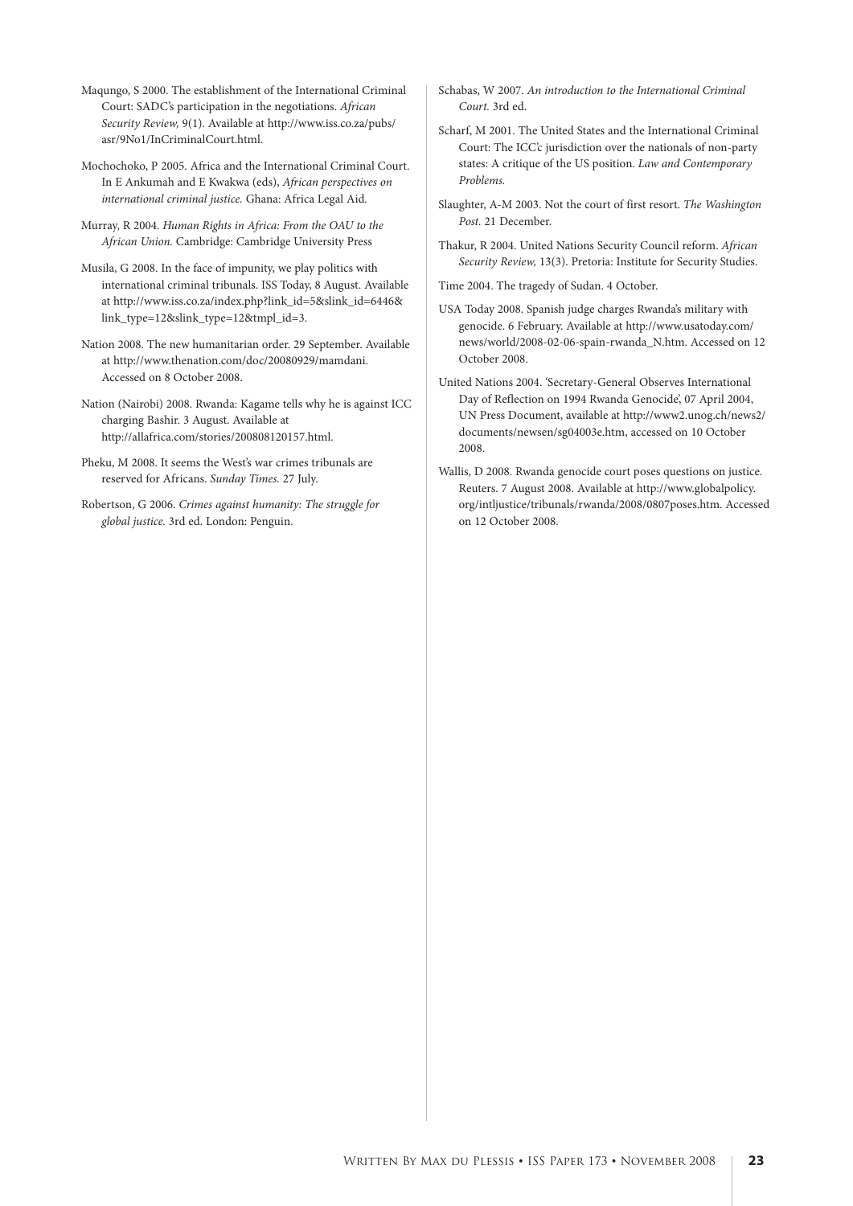Maqungo, S 2000. The establishment of the International Criminal Court: SADC's participation in the negotiations. *African Security Review,* 9(1). Available at http://www.iss.co.za/pubs/asr/9No1/InCriminalCourt.html.

Mochochoko, P 2005. Africa and the International Criminal Court. In E Ankumah and E Kwakwa (eds), *African perspectives on international criminal justice.* Ghana: Africa Legal Aid.

Murray, R 2004. *Human Rights in Africa: From the OAU to the African Union.* Cambridge: Cambridge University Press

Musila, G 2008. In the face of impunity, we play politics with international criminal tribunals. ISS Today, 8 August. Available at http://www.iss.co.za/index.php?link_id=5&slink_id=6446&link_type=12&slink_type=12&tmpl_id=3.

Nation 2008. The new humanitarian order. 29 September. Available at http://www.thenation.com/doc/20080929/mamdani. Accessed on 8 October 2008.

Nation (Nairobi) 2008. Rwanda: Kagame tells why he is against ICC charging Bashir. 3 August. Available at http://allafrica.com/stories/200808120157.html.

Pheku, M 2008. It seems the West's war crimes tribunals are reserved for Africans. *Sunday Times.* 27 July.

Robertson, G 2006. *Crimes against humanity: The struggle for global justice.* 3rd ed. London: Penguin.

Schabas, W 2007. *An introduction to the International Criminal Court.* 3rd ed.

Scharf, M 2001. The United States and the International Criminal Court: The ICC'c jurisdiction over the nationals of non-party states: A critique of the US position. *Law and Contemporary Problems.*

Slaughter, A-M 2003. Not the court of first resort. *The Washington Post.* 21 December.

Thakur, R 2004. United Nations Security Council reform. *African Security Review,* 13(3). Pretoria: Institute for Security Studies.

Time 2004. The tragedy of Sudan. 4 October.

USA Today 2008. Spanish judge charges Rwanda's military with genocide. 6 February. Available at http://www.usatoday.com/news/world/2008-02-06-spain-rwanda_N.htm. Accessed on 12 October 2008.

United Nations 2004. 'Secretary-General Observes International Day of Reflection on 1994 Rwanda Genocide', 07 April 2004, UN Press Document, available at http://www2.unog.ch/news2/documents/newsen/sg04003e.htm, accessed on 10 October 2008.

Wallis, D 2008. Rwanda genocide court poses questions on justice. Reuters. 7 August 2008. Available at http://www.globalpolicy.org/intljustice/tribunals/rwanda/2008/0807poses.htm. Accessed on 12 October 2008.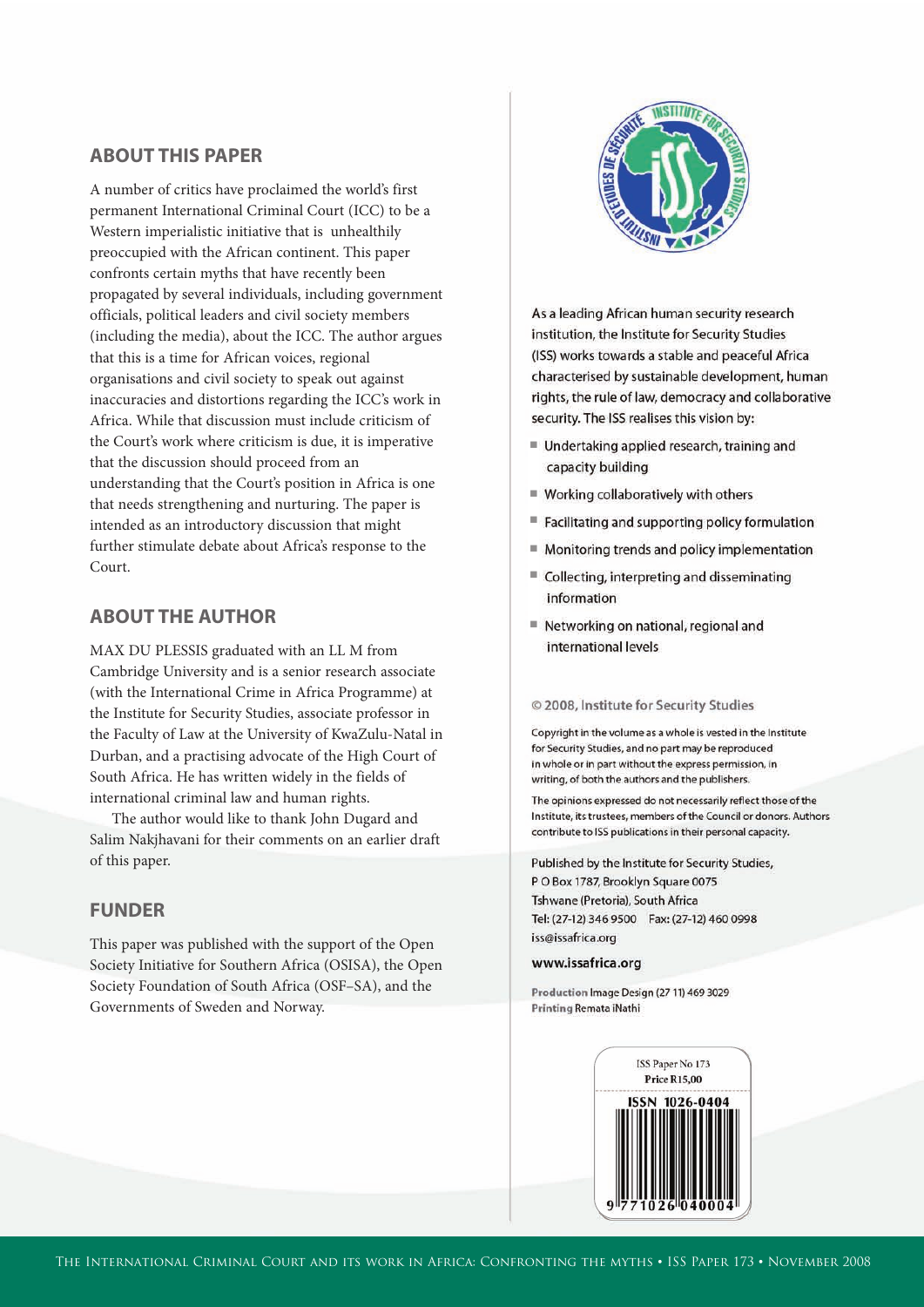## ABOUT THIS PAPER

A number of critics have proclaimed the world's first permanent International Criminal Court (ICC) to be a Western imperialistic initiative that is unhealthily preoccupied with the African continent. This paper confronts certain myths that have recently been propagated by several individuals, including government officials, political leaders and civil society members (including the media), about the ICC. The author argues that this is a time for African voices, regional organisations and civil society to speak out against inaccuracies and distortions regarding the ICC's work in Africa. While that discussion must include criticism of the Court's work where criticism is due, it is imperative that the discussion should proceed from an understanding that the Court's position in Africa is one that needs strengthening and nurturing. The paper is intended as an introductory discussion that might further stimulate debate about Africa's response to the Court.

## ABOUT THE AUTHOR

MAX DU PLESSIS graduated with an LL M from Cambridge University and is a senior research associate (with the International Crime in Africa Programme) at the Institute for Security Studies, associate professor in the Faculty of Law at the University of KwaZulu-Natal in Durban, and a practising advocate of the High Court of South Africa. He has written widely in the fields of international criminal law and human rights.

The author would like to thank John Dugard and Salim Nakjhavani for their comments on an earlier draft of this paper.

## FUNDER

This paper was published with the support of the Open Society Initiative for Southern Africa (OSISA), the Open Society Foundation of South Africa (OSF–SA), and the Governments of Sweden and Norway.

As a leading African human security research institution, the Institute for Security Studies (ISS) works towards a stable and peaceful Africa characterised by sustainable development, human rights, the rule of law, democracy and collaborative security. The ISS realises this vision by:

- Undertaking applied research, training and capacity building
- Working collaboratively with others
- Facilitating and supporting policy formulation
- Monitoring trends and policy implementation
- Collecting, interpreting and disseminating information
- Networking on national, regional and international levels

© 2008, Institute for Security Studies

Copyright in the volume as a whole is vested in the Institute for Security Studies, and no part may be reproduced in whole or in part without the express permission, in writing, of both the authors and the publishers.

The opinions expressed do not necessarily reflect those of the Institute, its trustees, members of the Council or donors. Authors contribute to ISS publications in their personal capacity.

Published by the Institute for Security Studies,
P O Box 1787, Brooklyn Square 0075
Tshwane (Pretoria), South Africa
Tel: (27-12) 346 9500 Fax: (27-12) 460 0998
iss@issafrica.org

**www.issafrica.org**

**Production** Image Design (27 11) 469 3029
**Printing** Remata iNathi

ISS Paper No 173
**Price R15,00**
**ISSN 1026-0404**
9 771026 040004